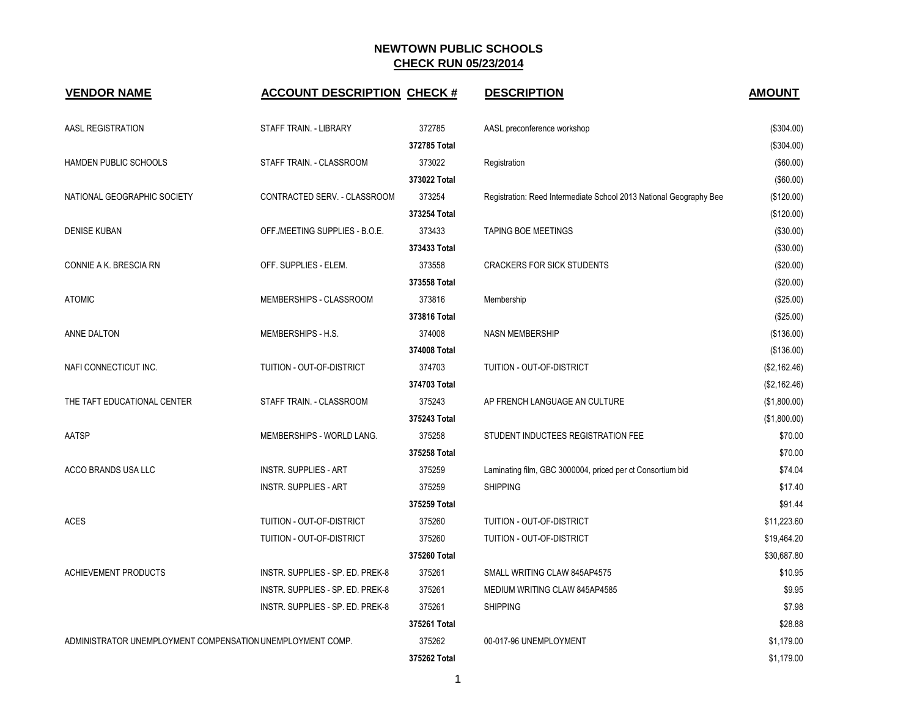# NEWTOWN PUBLIC SCHOOLS

## CHECK RUN 05/23/2014

| VENDOR NAME | ACCOUNT DESCRIPTION | CHECK # | DESCRIPTION | AMOUNT |
|---|---|---|---|---|
| AASL REGISTRATION | STAFF TRAIN. - LIBRARY | 372785 | AASL preconference workshop | ($304.00) |
| | | 372785 Total | | ($304.00) |
| HAMDEN PUBLIC SCHOOLS | STAFF TRAIN. - CLASSROOM | 373022 | Registration | ($60.00) |
| | | 373022 Total | | ($60.00) |
| NATIONAL GEOGRAPHIC SOCIETY | CONTRACTED SERV. - CLASSROOM | 373254 | Registration: Reed Intermediate School 2013 National Geography Bee | ($120.00) |
| | | 373254 Total | | ($120.00) |
| DENISE KUBAN | OFF./MEETING SUPPLIES - B.O.E. | 373433 | TAPING BOE MEETINGS | ($30.00) |
| | | 373433 Total | | ($30.00) |
| CONNIE A K. BRESCIA RN | OFF. SUPPLIES - ELEM. | 373558 | CRACKERS FOR SICK STUDENTS | ($20.00) |
| | | 373558 Total | | ($20.00) |
| ATOMIC | MEMBERSHIPS - CLASSROOM | 373816 | Membership | ($25.00) |
| | | 373816 Total | | ($25.00) |
| ANNE DALTON | MEMBERSHIPS - H.S. | 374008 | NASN MEMBERSHIP | ($136.00) |
| | | 374008 Total | | ($136.00) |
| NAFI CONNECTICUT INC. | TUITION - OUT-OF-DISTRICT | 374703 | TUITION - OUT-OF-DISTRICT | ($2,162.46) |
| | | 374703 Total | | ($2,162.46) |
| THE TAFT EDUCATIONAL CENTER | STAFF TRAIN. - CLASSROOM | 375243 | AP FRENCH LANGUAGE AN CULTURE | ($1,800.00) |
| | | 375243 Total | | ($1,800.00) |
| AATSP | MEMBERSHIPS - WORLD LANG. | 375258 | STUDENT INDUCTEES REGISTRATION FEE | $70.00 |
| | | 375258 Total | | $70.00 |
| ACCO BRANDS USA LLC | INSTR. SUPPLIES - ART | 375259 | Laminating film, GBC 3000004, priced per ct Consortium bid | $74.04 |
| | INSTR. SUPPLIES - ART | 375259 | SHIPPING | $17.40 |
| | | 375259 Total | | $91.44 |
| ACES | TUITION - OUT-OF-DISTRICT | 375260 | TUITION - OUT-OF-DISTRICT | $11,223.60 |
| | TUITION - OUT-OF-DISTRICT | 375260 | TUITION - OUT-OF-DISTRICT | $19,464.20 |
| | | 375260 Total | | $30,687.80 |
| ACHIEVEMENT PRODUCTS | INSTR. SUPPLIES - SP. ED. PREK-8 | 375261 | SMALL WRITING CLAW 845AP4575 | $10.95 |
| | INSTR. SUPPLIES - SP. ED. PREK-8 | 375261 | MEDIUM WRITING CLAW 845AP4585 | $9.95 |
| | INSTR. SUPPLIES - SP. ED. PREK-8 | 375261 | SHIPPING | $7.98 |
| | | 375261 Total | | $28.88 |
| ADMINISTRATOR UNEMPLOYMENT COMPENSATION | UNEMPLOYMENT COMP. | 375262 | 00-017-96 UNEMPLOYMENT | $1,179.00 |
| | | 375262 Total | | $1,179.00 |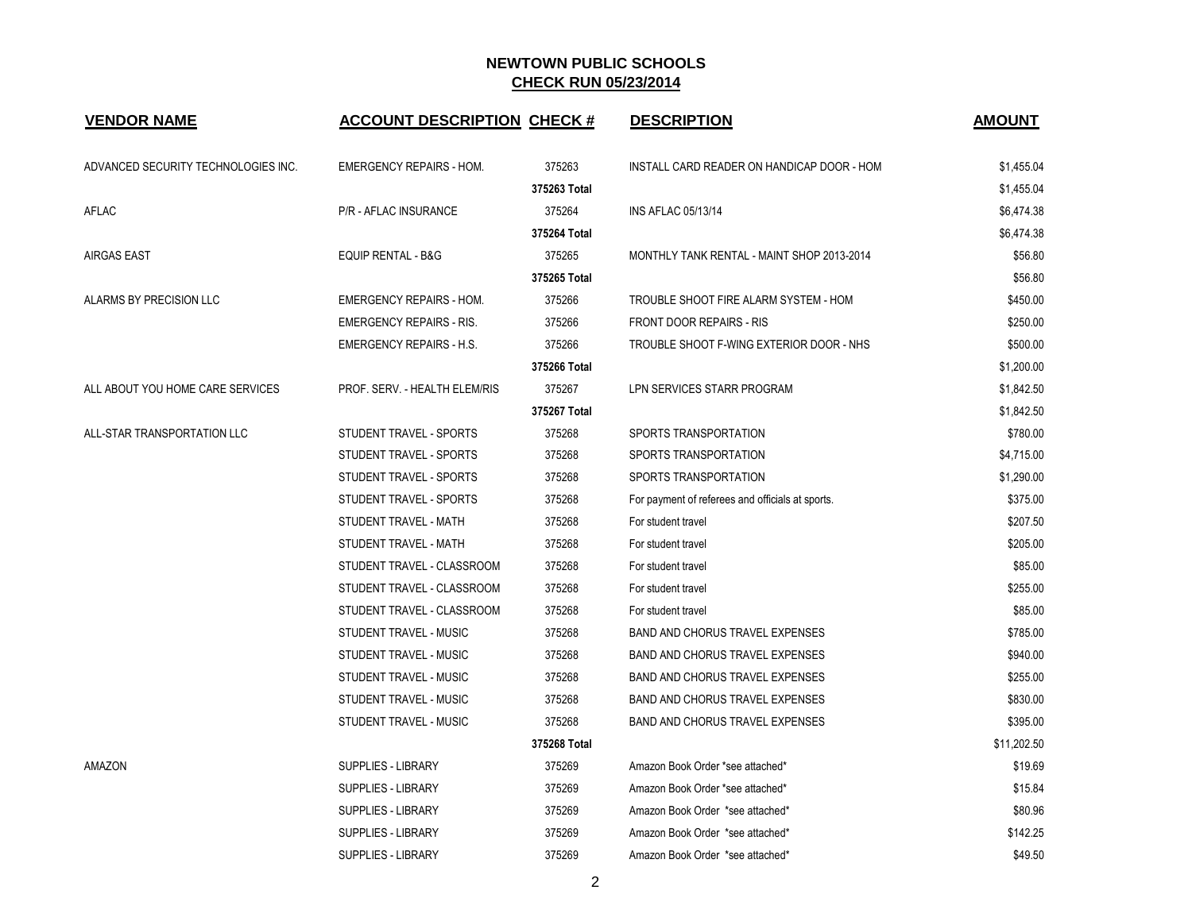## NEWTOWN PUBLIC SCHOOLS
## CHECK RUN 05/23/2014

| VENDOR NAME | ACCOUNT DESCRIPTION | CHECK # | DESCRIPTION | AMOUNT |
|---|---|---|---|---|
| ADVANCED SECURITY TECHNOLOGIES INC. | EMERGENCY REPAIRS - HOM. | 375263 | INSTALL CARD READER ON HANDICAP DOOR - HOM | $1,455.04 |
| | | **375263 Total** | | $1,455.04 |
| AFLAC | P/R - AFLAC INSURANCE | 375264 | INS AFLAC 05/13/14 | $6,474.38 |
| | | **375264 Total** | | $6,474.38 |
| AIRGAS EAST | EQUIP RENTAL - B&G | 375265 | MONTHLY TANK RENTAL - MAINT SHOP 2013-2014 | $56.80 |
| | | **375265 Total** | | $56.80 |
| ALARMS BY PRECISION LLC | EMERGENCY REPAIRS - HOM. | 375266 | TROUBLE SHOOT FIRE ALARM SYSTEM - HOM | $450.00 |
| | EMERGENCY REPAIRS - RIS. | 375266 | FRONT DOOR REPAIRS - RIS | $250.00 |
| | EMERGENCY REPAIRS - H.S. | 375266 | TROUBLE SHOOT F-WING EXTERIOR DOOR - NHS | $500.00 |
| | | **375266 Total** | | $1,200.00 |
| ALL ABOUT YOU HOME CARE SERVICES | PROF. SERV. - HEALTH ELEM/RIS | 375267 | LPN SERVICES STARR PROGRAM | $1,842.50 |
| | | **375267 Total** | | $1,842.50 |
| ALL-STAR TRANSPORTATION LLC | STUDENT TRAVEL - SPORTS | 375268 | SPORTS TRANSPORTATION | $780.00 |
| | STUDENT TRAVEL - SPORTS | 375268 | SPORTS TRANSPORTATION | $4,715.00 |
| | STUDENT TRAVEL - SPORTS | 375268 | SPORTS TRANSPORTATION | $1,290.00 |
| | STUDENT TRAVEL - SPORTS | 375268 | For payment of referees and officials at sports. | $375.00 |
| | STUDENT TRAVEL - MATH | 375268 | For student travel | $207.50 |
| | STUDENT TRAVEL - MATH | 375268 | For student travel | $205.00 |
| | STUDENT TRAVEL - CLASSROOM | 375268 | For student travel | $85.00 |
| | STUDENT TRAVEL - CLASSROOM | 375268 | For student travel | $255.00 |
| | STUDENT TRAVEL - CLASSROOM | 375268 | For student travel | $85.00 |
| | STUDENT TRAVEL - MUSIC | 375268 | BAND AND CHORUS TRAVEL EXPENSES | $785.00 |
| | STUDENT TRAVEL - MUSIC | 375268 | BAND AND CHORUS TRAVEL EXPENSES | $940.00 |
| | STUDENT TRAVEL - MUSIC | 375268 | BAND AND CHORUS TRAVEL EXPENSES | $255.00 |
| | STUDENT TRAVEL - MUSIC | 375268 | BAND AND CHORUS TRAVEL EXPENSES | $830.00 |
| | STUDENT TRAVEL - MUSIC | 375268 | BAND AND CHORUS TRAVEL EXPENSES | $395.00 |
| | | **375268 Total** | | $11,202.50 |
| AMAZON | SUPPLIES - LIBRARY | 375269 | Amazon Book Order *see attached* | $19.69 |
| | SUPPLIES - LIBRARY | 375269 | Amazon Book Order *see attached* | $15.84 |
| | SUPPLIES - LIBRARY | 375269 | Amazon Book Order *see attached* | $80.96 |
| | SUPPLIES - LIBRARY | 375269 | Amazon Book Order *see attached* | $142.25 |
| | SUPPLIES - LIBRARY | 375269 | Amazon Book Order *see attached* | $49.50 |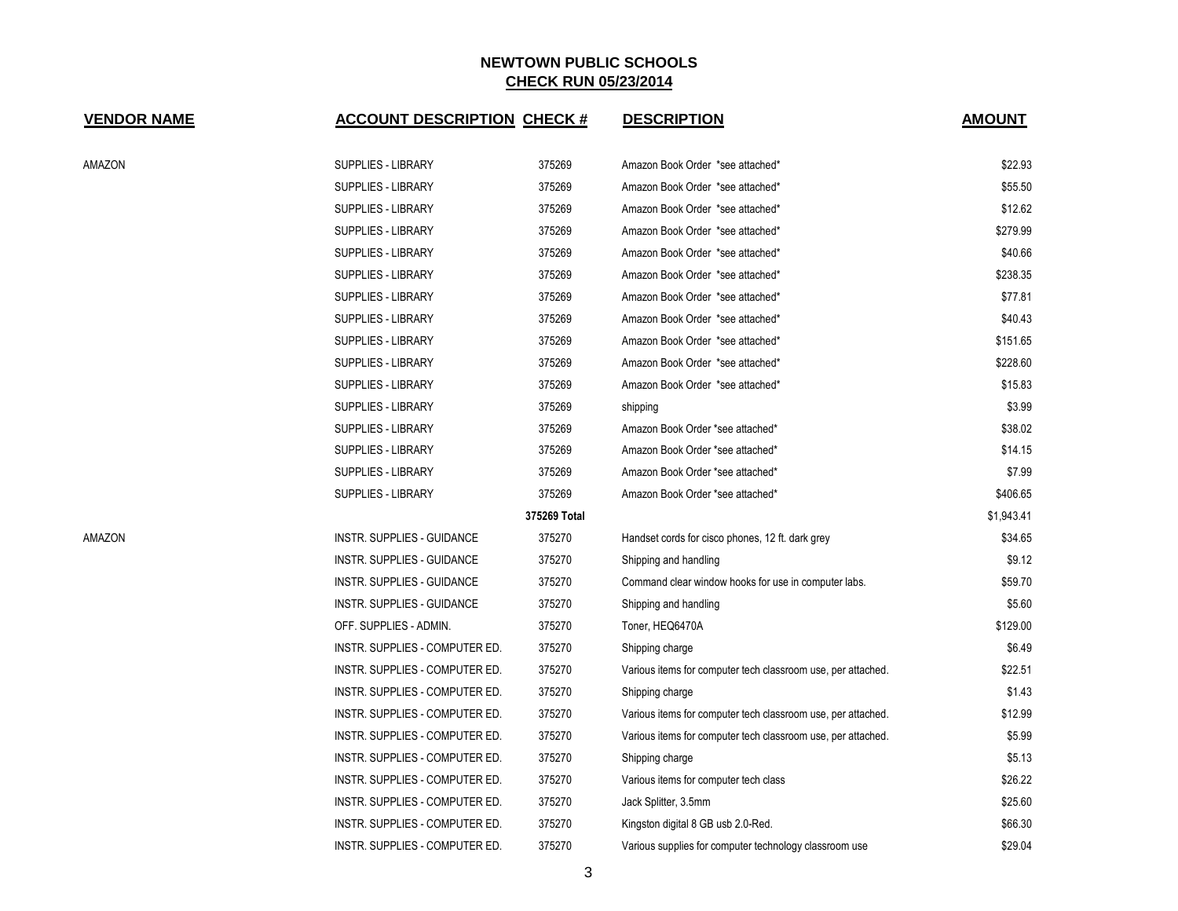# NEWTOWN PUBLIC SCHOOLS

## CHECK RUN 05/23/2014

| VENDOR NAME | ACCOUNT DESCRIPTION | CHECK # | DESCRIPTION | AMOUNT |
|---|---|---|---|---|
| AMAZON | SUPPLIES - LIBRARY | 375269 | Amazon Book Order *see attached* | $22.93 |
| | SUPPLIES - LIBRARY | 375269 | Amazon Book Order *see attached* | $55.50 |
| | SUPPLIES - LIBRARY | 375269 | Amazon Book Order *see attached* | $12.62 |
| | SUPPLIES - LIBRARY | 375269 | Amazon Book Order *see attached* | $279.99 |
| | SUPPLIES - LIBRARY | 375269 | Amazon Book Order *see attached* | $40.66 |
| | SUPPLIES - LIBRARY | 375269 | Amazon Book Order *see attached* | $238.35 |
| | SUPPLIES - LIBRARY | 375269 | Amazon Book Order *see attached* | $77.81 |
| | SUPPLIES - LIBRARY | 375269 | Amazon Book Order *see attached* | $40.43 |
| | SUPPLIES - LIBRARY | 375269 | Amazon Book Order *see attached* | $151.65 |
| | SUPPLIES - LIBRARY | 375269 | Amazon Book Order *see attached* | $228.60 |
| | SUPPLIES - LIBRARY | 375269 | Amazon Book Order *see attached* | $15.83 |
| | SUPPLIES - LIBRARY | 375269 | shipping | $3.99 |
| | SUPPLIES - LIBRARY | 375269 | Amazon Book Order *see attached* | $38.02 |
| | SUPPLIES - LIBRARY | 375269 | Amazon Book Order *see attached* | $14.15 |
| | SUPPLIES - LIBRARY | 375269 | Amazon Book Order *see attached* | $7.99 |
| | SUPPLIES - LIBRARY | 375269 | Amazon Book Order *see attached* | $406.65 |
| | | **375269 Total** | | $1,943.41 |
| AMAZON | INSTR. SUPPLIES - GUIDANCE | 375270 | Handset cords for cisco phones, 12 ft. dark grey | $34.65 |
| | INSTR. SUPPLIES - GUIDANCE | 375270 | Shipping and handling | $9.12 |
| | INSTR. SUPPLIES - GUIDANCE | 375270 | Command clear window hooks for use in computer labs. | $59.70 |
| | INSTR. SUPPLIES - GUIDANCE | 375270 | Shipping and handling | $5.60 |
| | OFF. SUPPLIES - ADMIN. | 375270 | Toner, HEQ6470A | $129.00 |
| | INSTR. SUPPLIES - COMPUTER ED. | 375270 | Shipping charge | $6.49 |
| | INSTR. SUPPLIES - COMPUTER ED. | 375270 | Various items for computer tech classroom use, per attached. | $22.51 |
| | INSTR. SUPPLIES - COMPUTER ED. | 375270 | Shipping charge | $1.43 |
| | INSTR. SUPPLIES - COMPUTER ED. | 375270 | Various items for computer tech classroom use, per attached. | $12.99 |
| | INSTR. SUPPLIES - COMPUTER ED. | 375270 | Various items for computer tech classroom use, per attached. | $5.99 |
| | INSTR. SUPPLIES - COMPUTER ED. | 375270 | Shipping charge | $5.13 |
| | INSTR. SUPPLIES - COMPUTER ED. | 375270 | Various items for computer tech class | $26.22 |
| | INSTR. SUPPLIES - COMPUTER ED. | 375270 | Jack Splitter, 3.5mm | $25.60 |
| | INSTR. SUPPLIES - COMPUTER ED. | 375270 | Kingston digital 8 GB usb 2.0-Red. | $66.30 |
| | INSTR. SUPPLIES - COMPUTER ED. | 375270 | Various supplies for computer technology classroom use | $29.04 |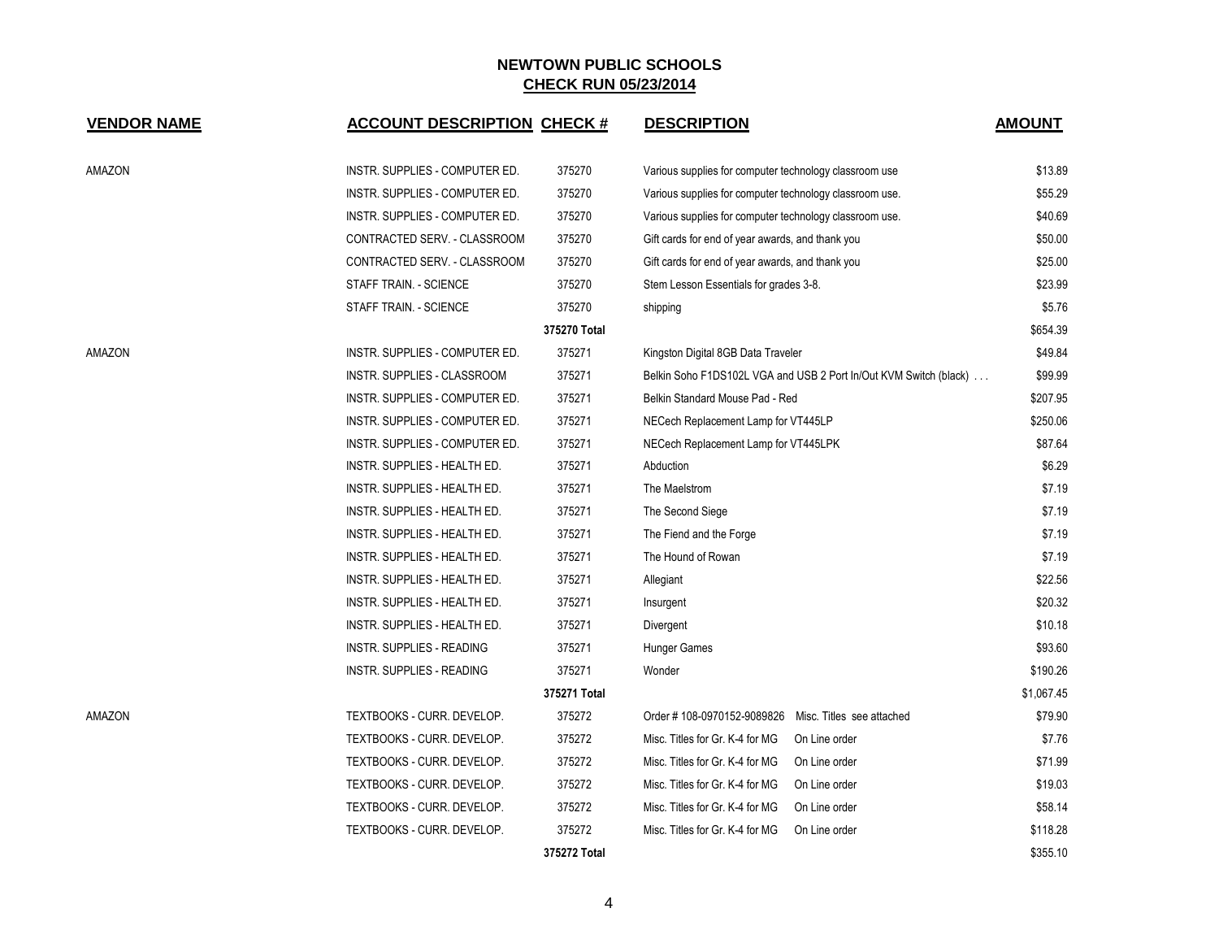# NEWTOWN PUBLIC SCHOOLS

## CHECK RUN 05/23/2014

| VENDOR NAME | ACCOUNT DESCRIPTION | CHECK # | DESCRIPTION | AMOUNT |
|---|---|---|---|---|
| AMAZON | INSTR. SUPPLIES - COMPUTER ED. | 375270 | Various supplies for computer technology classroom use | $13.89 |
| | INSTR. SUPPLIES - COMPUTER ED. | 375270 | Various supplies for computer technology classroom use. | $55.29 |
| | INSTR. SUPPLIES - COMPUTER ED. | 375270 | Various supplies for computer technology classroom use. | $40.69 |
| | CONTRACTED SERV. - CLASSROOM | 375270 | Gift cards for end of year awards, and thank you | $50.00 |
| | CONTRACTED SERV. - CLASSROOM | 375270 | Gift cards for end of year awards, and thank you | $25.00 |
| | STAFF TRAIN. - SCIENCE | 375270 | Stem Lesson Essentials for grades 3-8. | $23.99 |
| | STAFF TRAIN. - SCIENCE | 375270 | shipping | $5.76 |
| | | **375270 Total** | | $654.39 |
| AMAZON | INSTR. SUPPLIES - COMPUTER ED. | 375271 | Kingston Digital 8GB Data Traveler | $49.84 |
| | INSTR. SUPPLIES - CLASSROOM | 375271 | Belkin Soho F1DS102L VGA and USB 2 Port In/Out KVM Switch (black) . . . | $99.99 |
| | INSTR. SUPPLIES - COMPUTER ED. | 375271 | Belkin Standard Mouse Pad - Red | $207.95 |
| | INSTR. SUPPLIES - COMPUTER ED. | 375271 | NECech Replacement Lamp for VT445LP | $250.06 |
| | INSTR. SUPPLIES - COMPUTER ED. | 375271 | NECech Replacement Lamp for VT445LPK | $87.64 |
| | INSTR. SUPPLIES - HEALTH ED. | 375271 | Abduction | $6.29 |
| | INSTR. SUPPLIES - HEALTH ED. | 375271 | The Maelstrom | $7.19 |
| | INSTR. SUPPLIES - HEALTH ED. | 375271 | The Second Siege | $7.19 |
| | INSTR. SUPPLIES - HEALTH ED. | 375271 | The Fiend and the Forge | $7.19 |
| | INSTR. SUPPLIES - HEALTH ED. | 375271 | The Hound of Rowan | $7.19 |
| | INSTR. SUPPLIES - HEALTH ED. | 375271 | Allegiant | $22.56 |
| | INSTR. SUPPLIES - HEALTH ED. | 375271 | Insurgent | $20.32 |
| | INSTR. SUPPLIES - HEALTH ED. | 375271 | Divergent | $10.18 |
| | INSTR. SUPPLIES - READING | 375271 | Hunger Games | $93.60 |
| | INSTR. SUPPLIES - READING | 375271 | Wonder | $190.26 |
| | | **375271 Total** | | $1,067.45 |
| AMAZON | TEXTBOOKS - CURR. DEVELOP. | 375272 | Order # 108-0970152-9089826 Misc. Titles see attached | $79.90 |
| | TEXTBOOKS - CURR. DEVELOP. | 375272 | Misc. Titles for Gr. K-4 for MG On Line order | $7.76 |
| | TEXTBOOKS - CURR. DEVELOP. | 375272 | Misc. Titles for Gr. K-4 for MG On Line order | $71.99 |
| | TEXTBOOKS - CURR. DEVELOP. | 375272 | Misc. Titles for Gr. K-4 for MG On Line order | $19.03 |
| | TEXTBOOKS - CURR. DEVELOP. | 375272 | Misc. Titles for Gr. K-4 for MG On Line order | $58.14 |
| | TEXTBOOKS - CURR. DEVELOP. | 375272 | Misc. Titles for Gr. K-4 for MG On Line order | $118.28 |
| | | **375272 Total** | | $355.10 |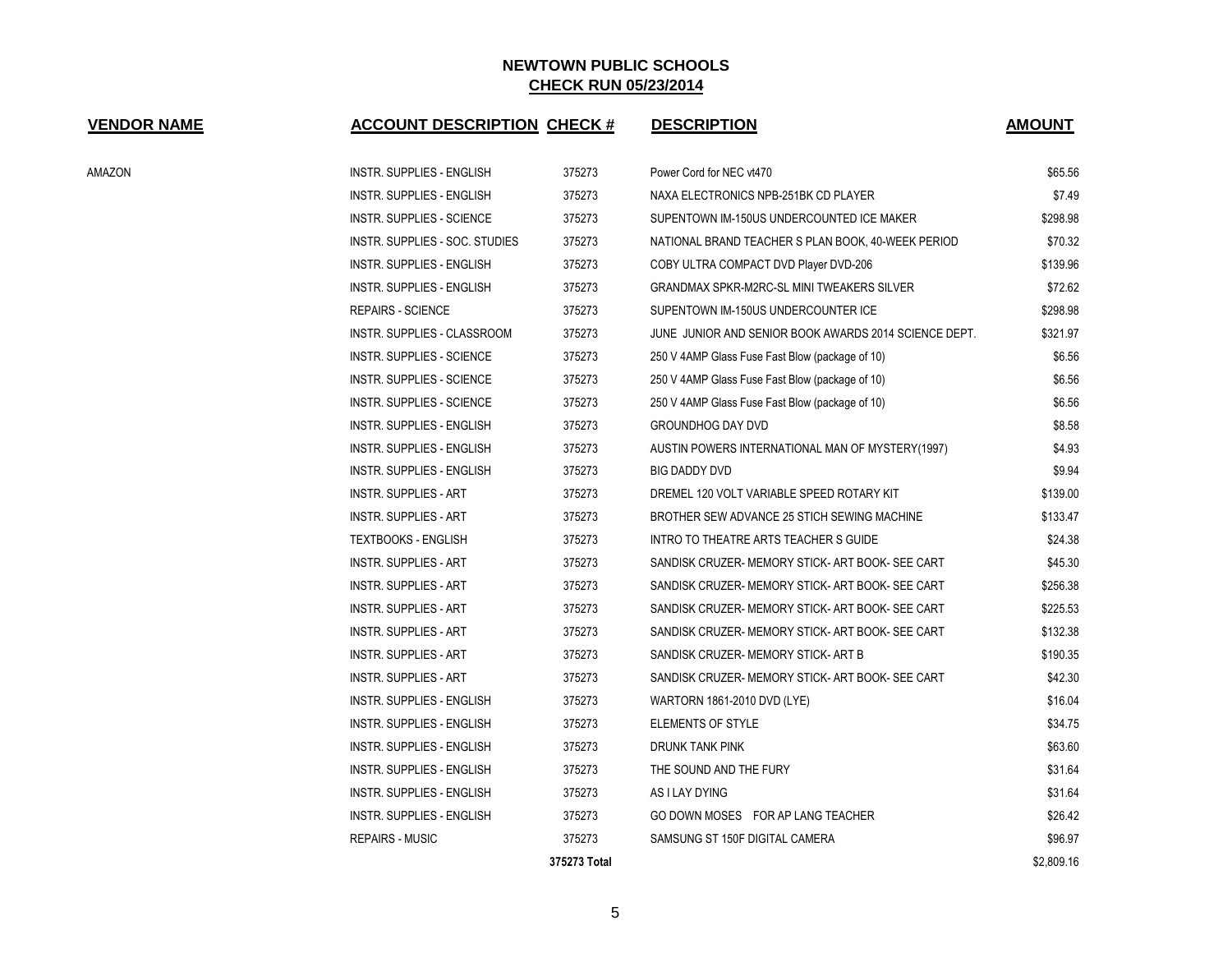## NEWTOWN PUBLIC SCHOOLS
## CHECK RUN 05/23/2014

| VENDOR NAME | ACCOUNT DESCRIPTION | CHECK # | DESCRIPTION | AMOUNT |
|---|---|---|---|---|
| AMAZON | INSTR. SUPPLIES - ENGLISH | 375273 | Power Cord for NEC vt470 | $65.56 |
| | INSTR. SUPPLIES - ENGLISH | 375273 | NAXA ELECTRONICS NPB-251BK CD PLAYER | $7.49 |
| | INSTR. SUPPLIES - SCIENCE | 375273 | SUPENTOWN IM-150US UNDERCOUNTED ICE MAKER | $298.98 |
| | INSTR. SUPPLIES - SOC. STUDIES | 375273 | NATIONAL BRAND TEACHER S PLAN BOOK, 40-WEEK PERIOD | $70.32 |
| | INSTR. SUPPLIES - ENGLISH | 375273 | COBY ULTRA COMPACT DVD Player DVD-206 | $139.96 |
| | INSTR. SUPPLIES - ENGLISH | 375273 | GRANDMAX SPKR-M2RC-SL MINI TWEAKERS SILVER | $72.62 |
| | REPAIRS - SCIENCE | 375273 | SUPENTOWN IM-150US UNDERCOUNTER ICE | $298.98 |
| | INSTR. SUPPLIES - CLASSROOM | 375273 | JUNE JUNIOR AND SENIOR BOOK AWARDS 2014 SCIENCE DEPT. | $321.97 |
| | INSTR. SUPPLIES - SCIENCE | 375273 | 250 V 4AMP Glass Fuse Fast Blow (package of 10) | $6.56 |
| | INSTR. SUPPLIES - SCIENCE | 375273 | 250 V 4AMP Glass Fuse Fast Blow (package of 10) | $6.56 |
| | INSTR. SUPPLIES - SCIENCE | 375273 | 250 V 4AMP Glass Fuse Fast Blow (package of 10) | $6.56 |
| | INSTR. SUPPLIES - ENGLISH | 375273 | GROUNDHOG DAY DVD | $8.58 |
| | INSTR. SUPPLIES - ENGLISH | 375273 | AUSTIN POWERS INTERNATIONAL MAN OF MYSTERY(1997) | $4.93 |
| | INSTR. SUPPLIES - ENGLISH | 375273 | BIG DADDY DVD | $9.94 |
| | INSTR. SUPPLIES - ART | 375273 | DREMEL 120 VOLT VARIABLE SPEED ROTARY KIT | $139.00 |
| | INSTR. SUPPLIES - ART | 375273 | BROTHER SEW ADVANCE 25 STICH SEWING MACHINE | $133.47 |
| | TEXTBOOKS - ENGLISH | 375273 | INTRO TO THEATRE ARTS TEACHER S GUIDE | $24.38 |
| | INSTR. SUPPLIES - ART | 375273 | SANDISK CRUZER- MEMORY STICK- ART BOOK- SEE CART | $45.30 |
| | INSTR. SUPPLIES - ART | 375273 | SANDISK CRUZER- MEMORY STICK- ART BOOK- SEE CART | $256.38 |
| | INSTR. SUPPLIES - ART | 375273 | SANDISK CRUZER- MEMORY STICK- ART BOOK- SEE CART | $225.53 |
| | INSTR. SUPPLIES - ART | 375273 | SANDISK CRUZER- MEMORY STICK- ART BOOK- SEE CART | $132.38 |
| | INSTR. SUPPLIES - ART | 375273 | SANDISK CRUZER- MEMORY STICK- ART B | $190.35 |
| | INSTR. SUPPLIES - ART | 375273 | SANDISK CRUZER- MEMORY STICK- ART BOOK- SEE CART | $42.30 |
| | INSTR. SUPPLIES - ENGLISH | 375273 | WARTORN 1861-2010 DVD (LYE) | $16.04 |
| | INSTR. SUPPLIES - ENGLISH | 375273 | ELEMENTS OF STYLE | $34.75 |
| | INSTR. SUPPLIES - ENGLISH | 375273 | DRUNK TANK PINK | $63.60 |
| | INSTR. SUPPLIES - ENGLISH | 375273 | THE SOUND AND THE FURY | $31.64 |
| | INSTR. SUPPLIES - ENGLISH | 375273 | AS I LAY DYING | $31.64 |
| | INSTR. SUPPLIES - ENGLISH | 375273 | GO DOWN MOSES FOR AP LANG TEACHER | $26.42 |
| | REPAIRS - MUSIC | 375273 | SAMSUNG ST 150F DIGITAL CAMERA | $96.97 |
| | | **375273 Total** | | $2,809.16 |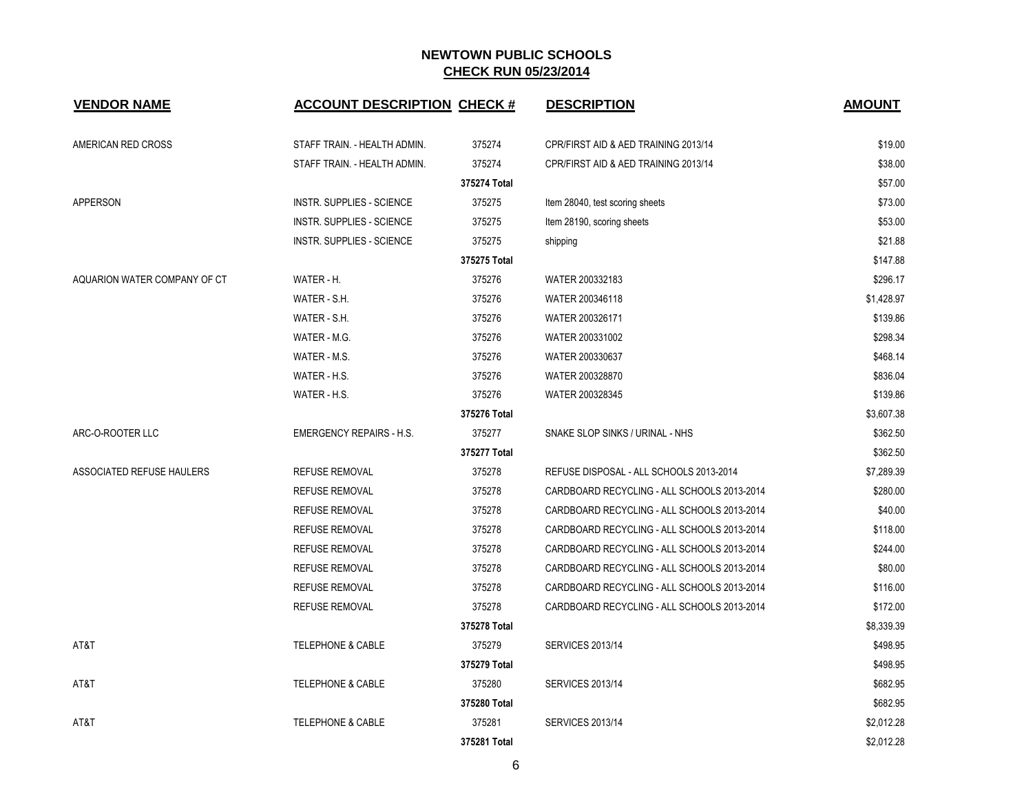# NEWTOWN PUBLIC SCHOOLS

## CHECK RUN 05/23/2014

| VENDOR NAME | ACCOUNT DESCRIPTION | CHECK # | DESCRIPTION | AMOUNT |
|---|---|---|---|---|
| AMERICAN RED CROSS | STAFF TRAIN. - HEALTH ADMIN. | 375274 | CPR/FIRST AID & AED TRAINING 2013/14 | $19.00 |
| | STAFF TRAIN. - HEALTH ADMIN. | 375274 | CPR/FIRST AID & AED TRAINING 2013/14 | $38.00 |
| | | **375274 Total** | | $57.00 |
| APPERSON | INSTR. SUPPLIES - SCIENCE | 375275 | Item 28040, test scoring sheets | $73.00 |
| | INSTR. SUPPLIES - SCIENCE | 375275 | Item 28190, scoring sheets | $53.00 |
| | INSTR. SUPPLIES - SCIENCE | 375275 | shipping | $21.88 |
| | | **375275 Total** | | $147.88 |
| AQUARION WATER COMPANY OF CT | WATER - H. | 375276 | WATER 200332183 | $296.17 |
| | WATER - S.H. | 375276 | WATER 200346118 | $1,428.97 |
| | WATER - S.H. | 375276 | WATER 200326171 | $139.86 |
| | WATER - M.G. | 375276 | WATER 200331002 | $298.34 |
| | WATER - M.S. | 375276 | WATER 200330637 | $468.14 |
| | WATER - H.S. | 375276 | WATER 200328870 | $836.04 |
| | WATER - H.S. | 375276 | WATER 200328345 | $139.86 |
| | | **375276 Total** | | $3,607.38 |
| ARC-O-ROOTER LLC | EMERGENCY REPAIRS - H.S. | 375277 | SNAKE SLOP SINKS / URINAL - NHS | $362.50 |
| | | **375277 Total** | | $362.50 |
| ASSOCIATED REFUSE HAULERS | REFUSE REMOVAL | 375278 | REFUSE DISPOSAL - ALL SCHOOLS 2013-2014 | $7,289.39 |
| | REFUSE REMOVAL | 375278 | CARDBOARD RECYCLING - ALL SCHOOLS 2013-2014 | $280.00 |
| | REFUSE REMOVAL | 375278 | CARDBOARD RECYCLING - ALL SCHOOLS 2013-2014 | $40.00 |
| | REFUSE REMOVAL | 375278 | CARDBOARD RECYCLING - ALL SCHOOLS 2013-2014 | $118.00 |
| | REFUSE REMOVAL | 375278 | CARDBOARD RECYCLING - ALL SCHOOLS 2013-2014 | $244.00 |
| | REFUSE REMOVAL | 375278 | CARDBOARD RECYCLING - ALL SCHOOLS 2013-2014 | $80.00 |
| | REFUSE REMOVAL | 375278 | CARDBOARD RECYCLING - ALL SCHOOLS 2013-2014 | $116.00 |
| | REFUSE REMOVAL | 375278 | CARDBOARD RECYCLING - ALL SCHOOLS 2013-2014 | $172.00 |
| | | **375278 Total** | | $8,339.39 |
| AT&T | TELEPHONE & CABLE | 375279 | SERVICES 2013/14 | $498.95 |
| | | **375279 Total** | | $498.95 |
| AT&T | TELEPHONE & CABLE | 375280 | SERVICES 2013/14 | $682.95 |
| | | **375280 Total** | | $682.95 |
| AT&T | TELEPHONE & CABLE | 375281 | SERVICES 2013/14 | $2,012.28 |
| | | **375281 Total** | | $2,012.28 |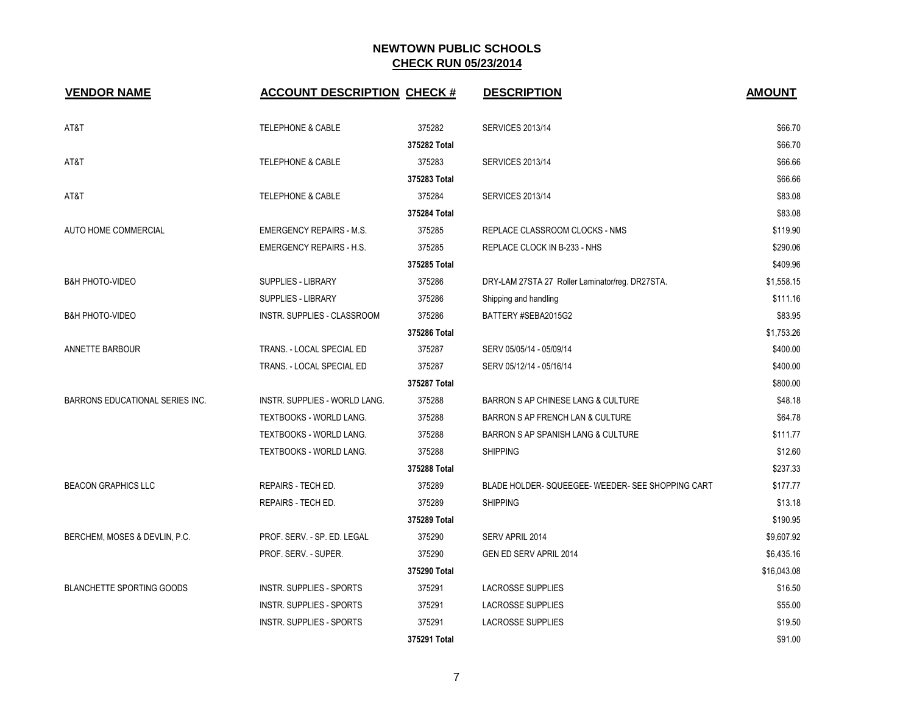# NEWTOWN PUBLIC SCHOOLS

## CHECK RUN 05/23/2014

| VENDOR NAME | ACCOUNT DESCRIPTION | CHECK # | DESCRIPTION | AMOUNT |
|---|---|---|---|---|
| AT&T | TELEPHONE & CABLE | 375282 | SERVICES 2013/14 | $66.70 |
| | | 375282 Total | | $66.70 |
| AT&T | TELEPHONE & CABLE | 375283 | SERVICES 2013/14 | $66.66 |
| | | 375283 Total | | $66.66 |
| AT&T | TELEPHONE & CABLE | 375284 | SERVICES 2013/14 | $83.08 |
| | | 375284 Total | | $83.08 |
| AUTO HOME COMMERCIAL | EMERGENCY REPAIRS - M.S. | 375285 | REPLACE CLASSROOM CLOCKS - NMS | $119.90 |
| | EMERGENCY REPAIRS - H.S. | 375285 | REPLACE CLOCK IN B-233 - NHS | $290.06 |
| | | 375285 Total | | $409.96 |
| B&H PHOTO-VIDEO | SUPPLIES - LIBRARY | 375286 | DRY-LAM 27STA 27 Roller Laminator/reg. DR27STA. | $1,558.15 |
| | SUPPLIES - LIBRARY | 375286 | Shipping and handling | $111.16 |
| B&H PHOTO-VIDEO | INSTR. SUPPLIES - CLASSROOM | 375286 | BATTERY #SEBA2015G2 | $83.95 |
| | | 375286 Total | | $1,753.26 |
| ANNETTE BARBOUR | TRANS. - LOCAL SPECIAL ED | 375287 | SERV 05/05/14 - 05/09/14 | $400.00 |
| | TRANS. - LOCAL SPECIAL ED | 375287 | SERV 05/12/14 - 05/16/14 | $400.00 |
| | | 375287 Total | | $800.00 |
| BARRONS EDUCATIONAL SERIES INC. | INSTR. SUPPLIES - WORLD LANG. | 375288 | BARRON S AP CHINESE LANG & CULTURE | $48.18 |
| | TEXTBOOKS - WORLD LANG. | 375288 | BARRON S AP FRENCH LAN & CULTURE | $64.78 |
| | TEXTBOOKS - WORLD LANG. | 375288 | BARRON S AP SPANISH LANG & CULTURE | $111.77 |
| | TEXTBOOKS - WORLD LANG. | 375288 | SHIPPING | $12.60 |
| | | 375288 Total | | $237.33 |
| BEACON GRAPHICS LLC | REPAIRS - TECH ED. | 375289 | BLADE HOLDER- SQUEEGEE- WEEDER- SEE SHOPPING CART | $177.77 |
| | REPAIRS - TECH ED. | 375289 | SHIPPING | $13.18 |
| | | 375289 Total | | $190.95 |
| BERCHEM, MOSES & DEVLIN, P.C. | PROF. SERV. - SP. ED. LEGAL | 375290 | SERV APRIL 2014 | $9,607.92 |
| | PROF. SERV. - SUPER. | 375290 | GEN ED SERV APRIL 2014 | $6,435.16 |
| | | 375290 Total | | $16,043.08 |
| BLANCHETTE SPORTING GOODS | INSTR. SUPPLIES - SPORTS | 375291 | LACROSSE SUPPLIES | $16.50 |
| | INSTR. SUPPLIES - SPORTS | 375291 | LACROSSE SUPPLIES | $55.00 |
| | INSTR. SUPPLIES - SPORTS | 375291 | LACROSSE SUPPLIES | $19.50 |
| | | 375291 Total | | $91.00 |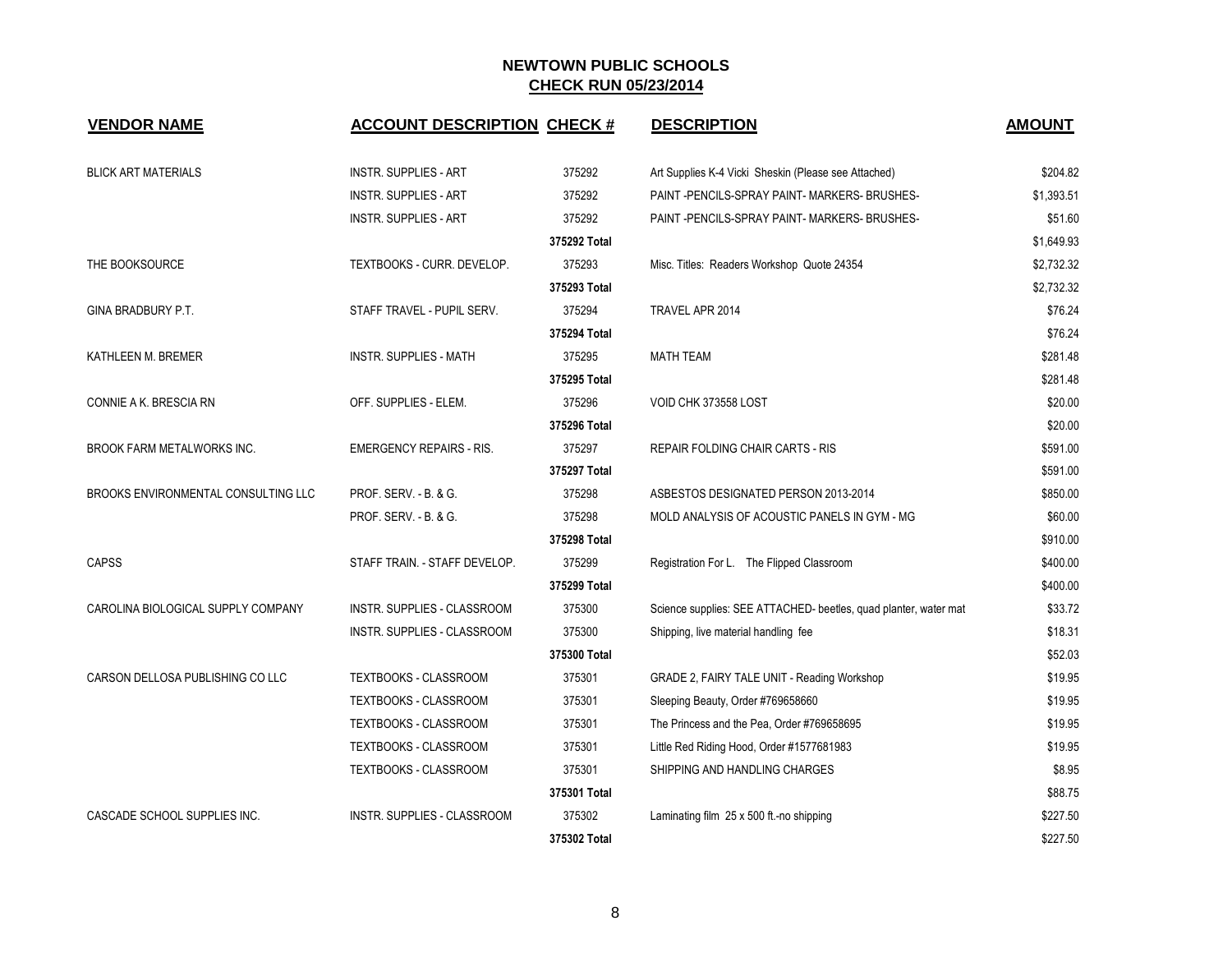## NEWTOWN PUBLIC SCHOOLS
## CHECK RUN 05/23/2014

| VENDOR NAME | ACCOUNT DESCRIPTION | CHECK # | DESCRIPTION | AMOUNT |
|---|---|---|---|---|
| BLICK ART MATERIALS | INSTR. SUPPLIES - ART | 375292 | Art Supplies K-4 Vicki Sheskin (Please see Attached) | $204.82 |
| | INSTR. SUPPLIES - ART | 375292 | PAINT -PENCILS-SPRAY PAINT- MARKERS- BRUSHES- | $1,393.51 |
| | INSTR. SUPPLIES - ART | 375292 | PAINT -PENCILS-SPRAY PAINT- MARKERS- BRUSHES- | $51.60 |
| | | 375292 Total | | $1,649.93 |
| THE BOOKSOURCE | TEXTBOOKS - CURR. DEVELOP. | 375293 | Misc. Titles: Readers Workshop Quote 24354 | $2,732.32 |
| | | 375293 Total | | $2,732.32 |
| GINA BRADBURY P.T. | STAFF TRAVEL - PUPIL SERV. | 375294 | TRAVEL APR 2014 | $76.24 |
| | | 375294 Total | | $76.24 |
| KATHLEEN M. BREMER | INSTR. SUPPLIES - MATH | 375295 | MATH TEAM | $281.48 |
| | | 375295 Total | | $281.48 |
| CONNIE A K. BRESCIA RN | OFF. SUPPLIES - ELEM. | 375296 | VOID CHK 373558 LOST | $20.00 |
| | | 375296 Total | | $20.00 |
| BROOK FARM METALWORKS INC. | EMERGENCY REPAIRS - RIS. | 375297 | REPAIR FOLDING CHAIR CARTS - RIS | $591.00 |
| | | 375297 Total | | $591.00 |
| BROOKS ENVIRONMENTAL CONSULTING LLC | PROF. SERV. - B. & G. | 375298 | ASBESTOS DESIGNATED PERSON 2013-2014 | $850.00 |
| | PROF. SERV. - B. & G. | 375298 | MOLD ANALYSIS OF ACOUSTIC PANELS IN GYM - MG | $60.00 |
| | | 375298 Total | | $910.00 |
| CAPSS | STAFF TRAIN. - STAFF DEVELOP. | 375299 | Registration For L. The Flipped Classroom | $400.00 |
| | | 375299 Total | | $400.00 |
| CAROLINA BIOLOGICAL SUPPLY COMPANY | INSTR. SUPPLIES - CLASSROOM | 375300 | Science supplies: SEE ATTACHED- beetles, quad planter, water mat | $33.72 |
| | INSTR. SUPPLIES - CLASSROOM | 375300 | Shipping, live material handling fee | $18.31 |
| | | 375300 Total | | $52.03 |
| CARSON DELLOSA PUBLISHING CO LLC | TEXTBOOKS - CLASSROOM | 375301 | GRADE 2, FAIRY TALE UNIT - Reading Workshop | $19.95 |
| | TEXTBOOKS - CLASSROOM | 375301 | Sleeping Beauty, Order #769658660 | $19.95 |
| | TEXTBOOKS - CLASSROOM | 375301 | The Princess and the Pea, Order #769658695 | $19.95 |
| | TEXTBOOKS - CLASSROOM | 375301 | Little Red Riding Hood, Order #1577681983 | $19.95 |
| | TEXTBOOKS - CLASSROOM | 375301 | SHIPPING AND HANDLING CHARGES | $8.95 |
| | | 375301 Total | | $88.75 |
| CASCADE SCHOOL SUPPLIES INC. | INSTR. SUPPLIES - CLASSROOM | 375302 | Laminating film 25 x 500 ft.-no shipping | $227.50 |
| | | 375302 Total | | $227.50 |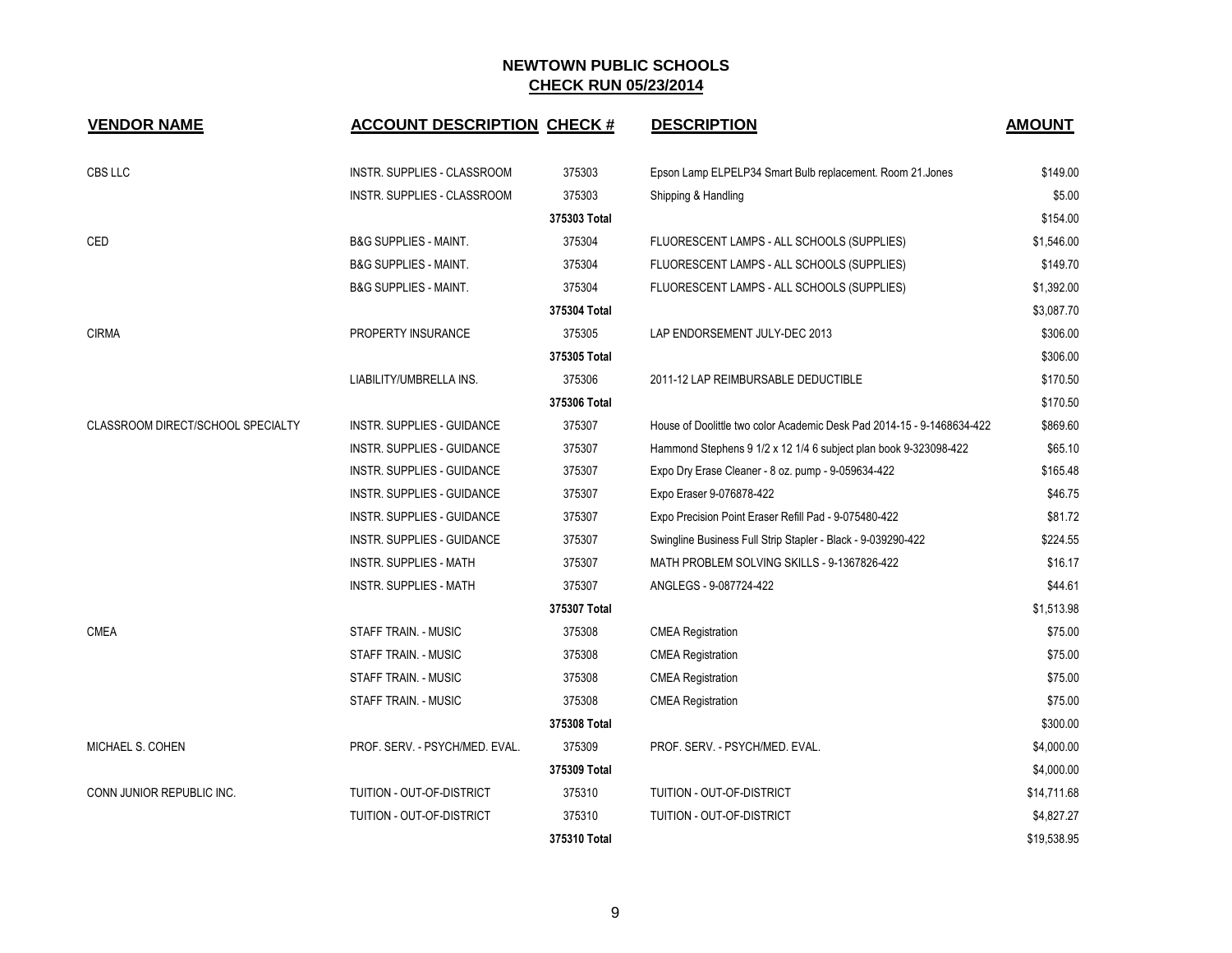# NEWTOWN PUBLIC SCHOOLS

## CHECK RUN 05/23/2014

| VENDOR NAME | ACCOUNT DESCRIPTION | CHECK # | DESCRIPTION | AMOUNT |
|---|---|---|---|---|
| CBS LLC | INSTR. SUPPLIES - CLASSROOM | 375303 | Epson Lamp ELPELP34 Smart Bulb replacement. Room 21.Jones | $149.00 |
| | INSTR. SUPPLIES - CLASSROOM | 375303 | Shipping & Handling | $5.00 |
| | | **375303 Total** | | $154.00 |
| CED | B&G SUPPLIES - MAINT. | 375304 | FLUORESCENT LAMPS - ALL SCHOOLS (SUPPLIES) | $1,546.00 |
| | B&G SUPPLIES - MAINT. | 375304 | FLUORESCENT LAMPS - ALL SCHOOLS (SUPPLIES) | $149.70 |
| | B&G SUPPLIES - MAINT. | 375304 | FLUORESCENT LAMPS - ALL SCHOOLS (SUPPLIES) | $1,392.00 |
| | | **375304 Total** | | $3,087.70 |
| CIRMA | PROPERTY INSURANCE | 375305 | LAP ENDORSEMENT JULY-DEC 2013 | $306.00 |
| | | **375305 Total** | | $306.00 |
| | LIABILITY/UMBRELLA INS. | 375306 | 2011-12 LAP REIMBURSABLE DEDUCTIBLE | $170.50 |
| | | **375306 Total** | | $170.50 |
| CLASSROOM DIRECT/SCHOOL SPECIALTY | INSTR. SUPPLIES - GUIDANCE | 375307 | House of Doolittle two color Academic Desk Pad 2014-15 - 9-1468634-422 | $869.60 |
| | INSTR. SUPPLIES - GUIDANCE | 375307 | Hammond Stephens 9 1/2 x 12 1/4 6 subject plan book 9-323098-422 | $65.10 |
| | INSTR. SUPPLIES - GUIDANCE | 375307 | Expo Dry Erase Cleaner - 8 oz. pump - 9-059634-422 | $165.48 |
| | INSTR. SUPPLIES - GUIDANCE | 375307 | Expo Eraser 9-076878-422 | $46.75 |
| | INSTR. SUPPLIES - GUIDANCE | 375307 | Expo Precision Point Eraser Refill Pad - 9-075480-422 | $81.72 |
| | INSTR. SUPPLIES - GUIDANCE | 375307 | Swingline Business Full Strip Stapler - Black - 9-039290-422 | $224.55 |
| | INSTR. SUPPLIES - MATH | 375307 | MATH PROBLEM SOLVING SKILLS - 9-1367826-422 | $16.17 |
| | INSTR. SUPPLIES - MATH | 375307 | ANGLEGS - 9-087724-422 | $44.61 |
| | | **375307 Total** | | $1,513.98 |
| CMEA | STAFF TRAIN. - MUSIC | 375308 | CMEA Registration | $75.00 |
| | STAFF TRAIN. - MUSIC | 375308 | CMEA Registration | $75.00 |
| | STAFF TRAIN. - MUSIC | 375308 | CMEA Registration | $75.00 |
| | STAFF TRAIN. - MUSIC | 375308 | CMEA Registration | $75.00 |
| | | **375308 Total** | | $300.00 |
| MICHAEL S. COHEN | PROF. SERV. - PSYCH/MED. EVAL. | 375309 | PROF. SERV. - PSYCH/MED. EVAL. | $4,000.00 |
| | | **375309 Total** | | $4,000.00 |
| CONN JUNIOR REPUBLIC INC. | TUITION - OUT-OF-DISTRICT | 375310 | TUITION - OUT-OF-DISTRICT | $14,711.68 |
| | TUITION - OUT-OF-DISTRICT | 375310 | TUITION - OUT-OF-DISTRICT | $4,827.27 |
| | | **375310 Total** | | $19,538.95 |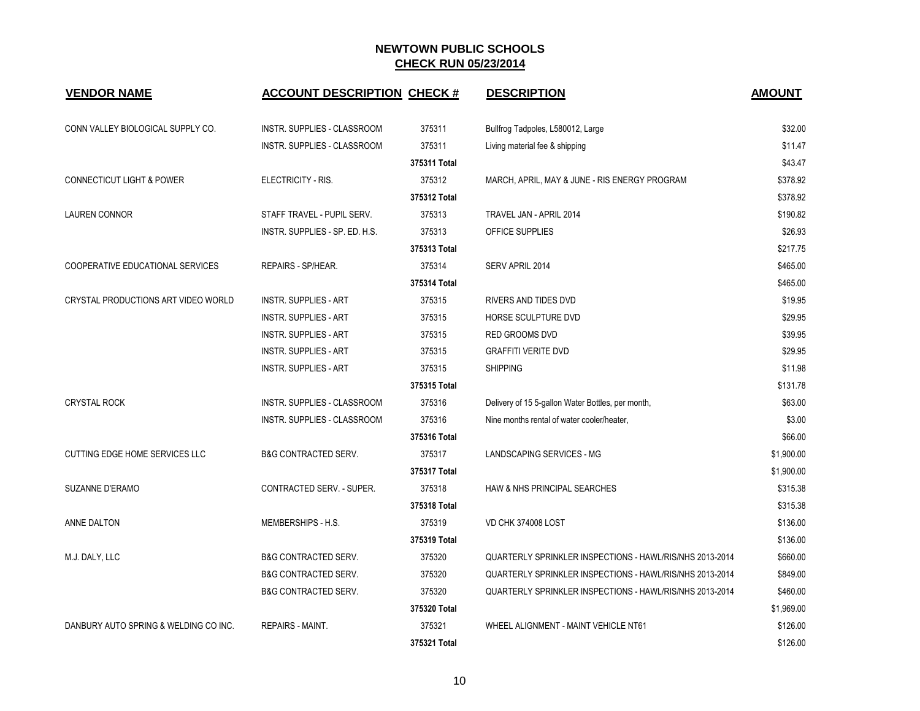# NEWTOWN PUBLIC SCHOOLS

## CHECK RUN 05/23/2014

| VENDOR NAME | ACCOUNT DESCRIPTION | CHECK # | DESCRIPTION | AMOUNT |
|---|---|---|---|---|
| CONN VALLEY BIOLOGICAL SUPPLY CO. | INSTR. SUPPLIES - CLASSROOM | 375311 | Bullfrog Tadpoles, L580012, Large | $32.00 |
| | INSTR. SUPPLIES - CLASSROOM | 375311 | Living material fee & shipping | $11.47 |
| | | 375311 Total | | $43.47 |
| CONNECTICUT LIGHT & POWER | ELECTRICITY - RIS. | 375312 | MARCH, APRIL, MAY & JUNE - RIS ENERGY PROGRAM | $378.92 |
| | | 375312 Total | | $378.92 |
| LAUREN CONNOR | STAFF TRAVEL - PUPIL SERV. | 375313 | TRAVEL JAN - APRIL 2014 | $190.82 |
| | INSTR. SUPPLIES - SP. ED. H.S. | 375313 | OFFICE SUPPLIES | $26.93 |
| | | 375313 Total | | $217.75 |
| COOPERATIVE EDUCATIONAL SERVICES | REPAIRS - SP/HEAR. | 375314 | SERV APRIL 2014 | $465.00 |
| | | 375314 Total | | $465.00 |
| CRYSTAL PRODUCTIONS ART VIDEO WORLD | INSTR. SUPPLIES - ART | 375315 | RIVERS AND TIDES DVD | $19.95 |
| | INSTR. SUPPLIES - ART | 375315 | HORSE SCULPTURE DVD | $29.95 |
| | INSTR. SUPPLIES - ART | 375315 | RED GROOMS DVD | $39.95 |
| | INSTR. SUPPLIES - ART | 375315 | GRAFFITI VERITE DVD | $29.95 |
| | INSTR. SUPPLIES - ART | 375315 | SHIPPING | $11.98 |
| | | 375315 Total | | $131.78 |
| CRYSTAL ROCK | INSTR. SUPPLIES - CLASSROOM | 375316 | Delivery of 15 5-gallon Water Bottles, per month, | $63.00 |
| | INSTR. SUPPLIES - CLASSROOM | 375316 | Nine months rental of water cooler/heater, | $3.00 |
| | | 375316 Total | | $66.00 |
| CUTTING EDGE HOME SERVICES LLC | B&G CONTRACTED SERV. | 375317 | LANDSCAPING SERVICES - MG | $1,900.00 |
| | | 375317 Total | | $1,900.00 |
| SUZANNE D'ERAMO | CONTRACTED SERV. - SUPER. | 375318 | HAW & NHS PRINCIPAL SEARCHES | $315.38 |
| | | 375318 Total | | $315.38 |
| ANNE DALTON | MEMBERSHIPS - H.S. | 375319 | VD CHK 374008 LOST | $136.00 |
| | | 375319 Total | | $136.00 |
| M.J. DALY, LLC | B&G CONTRACTED SERV. | 375320 | QUARTERLY SPRINKLER INSPECTIONS - HAWL/RIS/NHS 2013-2014 | $660.00 |
| | B&G CONTRACTED SERV. | 375320 | QUARTERLY SPRINKLER INSPECTIONS - HAWL/RIS/NHS 2013-2014 | $849.00 |
| | B&G CONTRACTED SERV. | 375320 | QUARTERLY SPRINKLER INSPECTIONS - HAWL/RIS/NHS 2013-2014 | $460.00 |
| | | 375320 Total | | $1,969.00 |
| DANBURY AUTO SPRING & WELDING CO INC. | REPAIRS - MAINT. | 375321 | WHEEL ALIGNMENT - MAINT VEHICLE NT61 | $126.00 |
| | | 375321 Total | | $126.00 |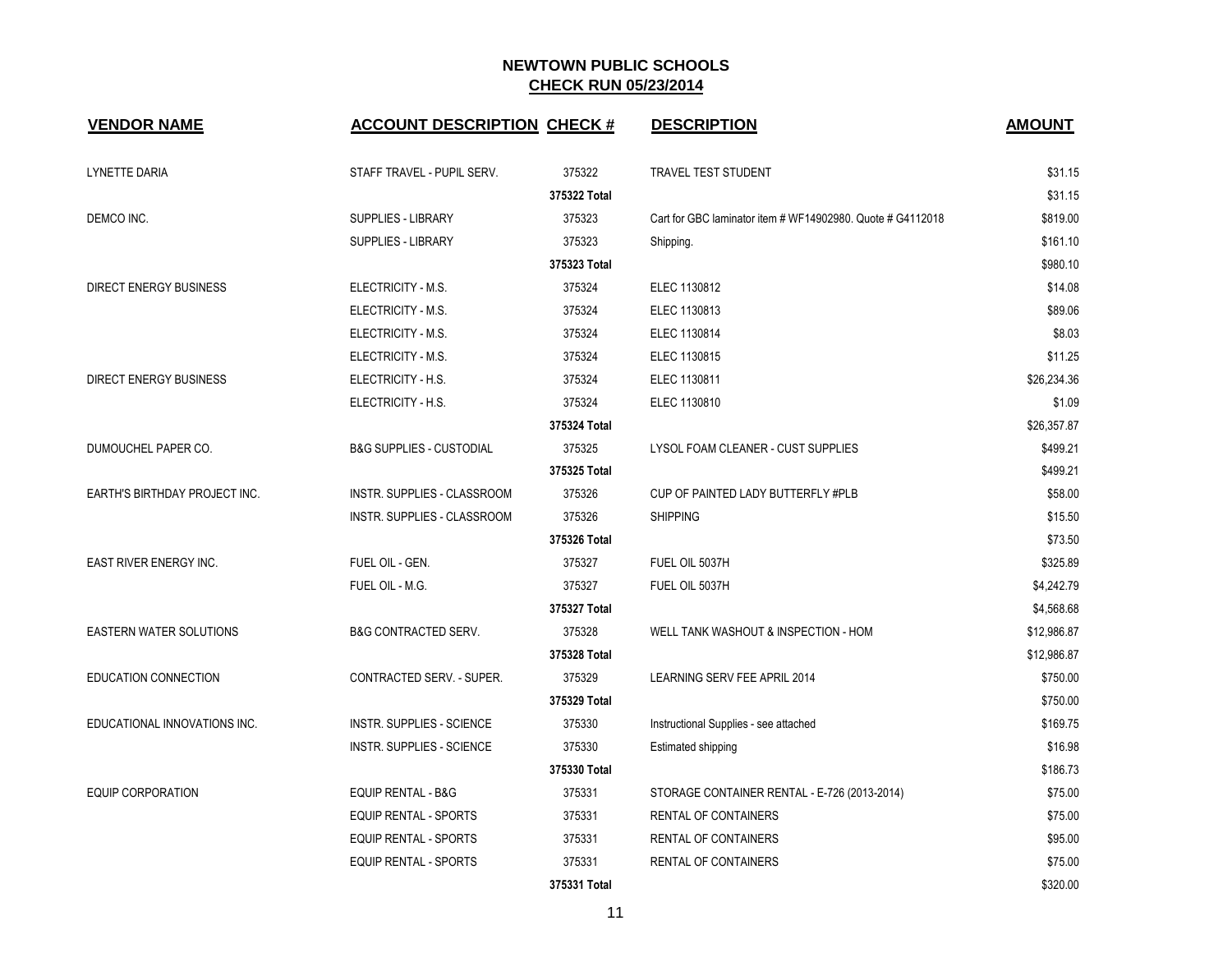# NEWTOWN PUBLIC SCHOOLS

## CHECK RUN 05/23/2014

| VENDOR NAME | ACCOUNT DESCRIPTION | CHECK # | DESCRIPTION | AMOUNT |
|---|---|---|---|---|
| LYNETTE DARIA | STAFF TRAVEL - PUPIL SERV. | 375322 | TRAVEL TEST STUDENT | $31.15 |
| | | 375322 Total | | $31.15 |
| DEMCO INC. | SUPPLIES - LIBRARY | 375323 | Cart for GBC laminator item # WF14902980. Quote # G4112018 | $819.00 |
| | SUPPLIES - LIBRARY | 375323 | Shipping. | $161.10 |
| | | 375323 Total | | $980.10 |
| DIRECT ENERGY BUSINESS | ELECTRICITY - M.S. | 375324 | ELEC 1130812 | $14.08 |
| | ELECTRICITY - M.S. | 375324 | ELEC 1130813 | $89.06 |
| | ELECTRICITY - M.S. | 375324 | ELEC 1130814 | $8.03 |
| | ELECTRICITY - M.S. | 375324 | ELEC 1130815 | $11.25 |
| DIRECT ENERGY BUSINESS | ELECTRICITY - H.S. | 375324 | ELEC 1130811 | $26,234.36 |
| | ELECTRICITY - H.S. | 375324 | ELEC 1130810 | $1.09 |
| | | 375324 Total | | $26,357.87 |
| DUMOUCHEL PAPER CO. | B&G SUPPLIES - CUSTODIAL | 375325 | LYSOL FOAM CLEANER - CUST SUPPLIES | $499.21 |
| | | 375325 Total | | $499.21 |
| EARTH'S BIRTHDAY PROJECT INC. | INSTR. SUPPLIES - CLASSROOM | 375326 | CUP OF PAINTED LADY BUTTERFLY #PLB | $58.00 |
| | INSTR. SUPPLIES - CLASSROOM | 375326 | SHIPPING | $15.50 |
| | | 375326 Total | | $73.50 |
| EAST RIVER ENERGY INC. | FUEL OIL - GEN. | 375327 | FUEL OIL 5037H | $325.89 |
| | FUEL OIL - M.G. | 375327 | FUEL OIL 5037H | $4,242.79 |
| | | 375327 Total | | $4,568.68 |
| EASTERN WATER SOLUTIONS | B&G CONTRACTED SERV. | 375328 | WELL TANK WASHOUT & INSPECTION - HOM | $12,986.87 |
| | | 375328 Total | | $12,986.87 |
| EDUCATION CONNECTION | CONTRACTED SERV. - SUPER. | 375329 | LEARNING SERV FEE APRIL 2014 | $750.00 |
| | | 375329 Total | | $750.00 |
| EDUCATIONAL INNOVATIONS INC. | INSTR. SUPPLIES - SCIENCE | 375330 | Instructional Supplies - see attached | $169.75 |
| | INSTR. SUPPLIES - SCIENCE | 375330 | Estimated shipping | $16.98 |
| | | 375330 Total | | $186.73 |
| EQUIP CORPORATION | EQUIP RENTAL - B&G | 375331 | STORAGE CONTAINER RENTAL - E-726 (2013-2014) | $75.00 |
| | EQUIP RENTAL - SPORTS | 375331 | RENTAL OF CONTAINERS | $75.00 |
| | EQUIP RENTAL - SPORTS | 375331 | RENTAL OF CONTAINERS | $95.00 |
| | EQUIP RENTAL - SPORTS | 375331 | RENTAL OF CONTAINERS | $75.00 |
| | | 375331 Total | | $320.00 |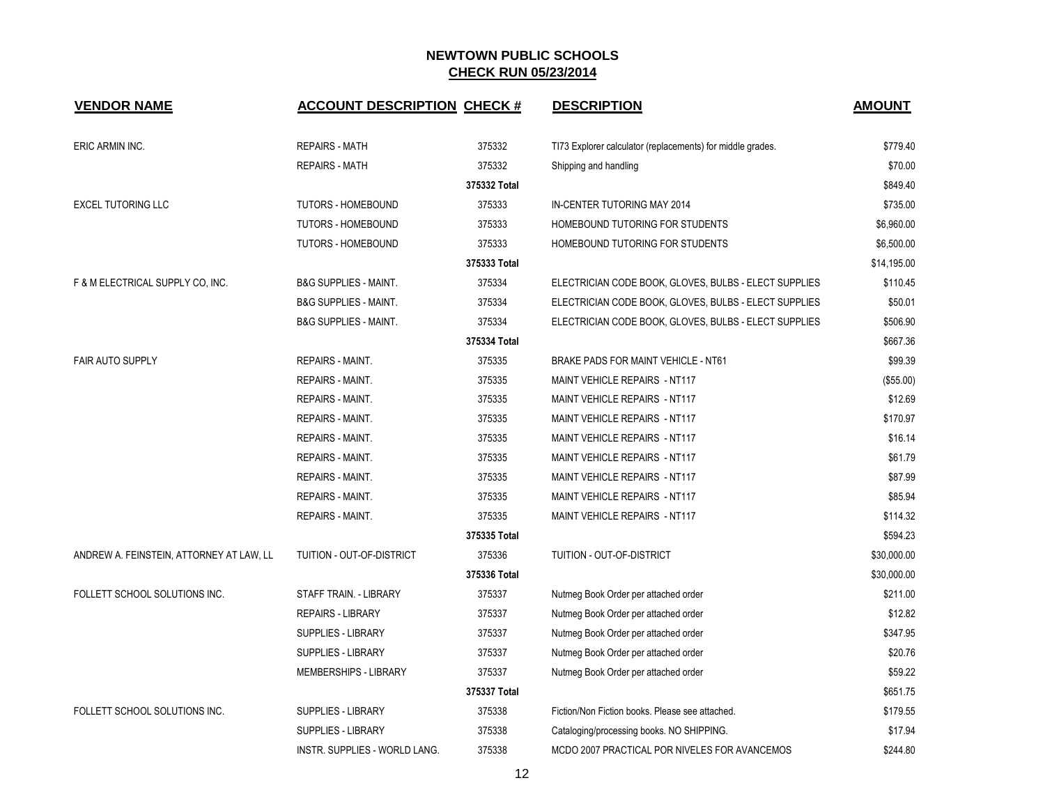## NEWTOWN PUBLIC SCHOOLS

## CHECK RUN 05/23/2014

| VENDOR NAME | ACCOUNT DESCRIPTION | CHECK # | DESCRIPTION | AMOUNT |
|---|---|---|---|---|
| ERIC ARMIN INC. | REPAIRS - MATH | 375332 | TI73 Explorer calculator (replacements) for middle grades. | $779.40 |
| | REPAIRS - MATH | 375332 | Shipping and handling | $70.00 |
| | | **375332 Total** | | $849.40 |
| EXCEL TUTORING LLC | TUTORS - HOMEBOUND | 375333 | IN-CENTER TUTORING MAY 2014 | $735.00 |
| | TUTORS - HOMEBOUND | 375333 | HOMEBOUND TUTORING FOR STUDENTS | $6,960.00 |
| | TUTORS - HOMEBOUND | 375333 | HOMEBOUND TUTORING FOR STUDENTS | $6,500.00 |
| | | **375333 Total** | | $14,195.00 |
| F & M ELECTRICAL SUPPLY CO, INC. | B&G SUPPLIES - MAINT. | 375334 | ELECTRICIAN CODE BOOK, GLOVES, BULBS - ELECT SUPPLIES | $110.45 |
| | B&G SUPPLIES - MAINT. | 375334 | ELECTRICIAN CODE BOOK, GLOVES, BULBS - ELECT SUPPLIES | $50.01 |
| | B&G SUPPLIES - MAINT. | 375334 | ELECTRICIAN CODE BOOK, GLOVES, BULBS - ELECT SUPPLIES | $506.90 |
| | | **375334 Total** | | $667.36 |
| FAIR AUTO SUPPLY | REPAIRS - MAINT. | 375335 | BRAKE PADS FOR MAINT VEHICLE - NT61 | $99.39 |
| | REPAIRS - MAINT. | 375335 | MAINT VEHICLE REPAIRS - NT117 | ($55.00) |
| | REPAIRS - MAINT. | 375335 | MAINT VEHICLE REPAIRS - NT117 | $12.69 |
| | REPAIRS - MAINT. | 375335 | MAINT VEHICLE REPAIRS - NT117 | $170.97 |
| | REPAIRS - MAINT. | 375335 | MAINT VEHICLE REPAIRS - NT117 | $16.14 |
| | REPAIRS - MAINT. | 375335 | MAINT VEHICLE REPAIRS - NT117 | $61.79 |
| | REPAIRS - MAINT. | 375335 | MAINT VEHICLE REPAIRS - NT117 | $87.99 |
| | REPAIRS - MAINT. | 375335 | MAINT VEHICLE REPAIRS - NT117 | $85.94 |
| | REPAIRS - MAINT. | 375335 | MAINT VEHICLE REPAIRS - NT117 | $114.32 |
| | | **375335 Total** | | $594.23 |
| ANDREW A. FEINSTEIN, ATTORNEY AT LAW, LL | TUITION - OUT-OF-DISTRICT | 375336 | TUITION - OUT-OF-DISTRICT | $30,000.00 |
| | | **375336 Total** | | $30,000.00 |
| FOLLETT SCHOOL SOLUTIONS INC. | STAFF TRAIN. - LIBRARY | 375337 | Nutmeg Book Order per attached order | $211.00 |
| | REPAIRS - LIBRARY | 375337 | Nutmeg Book Order per attached order | $12.82 |
| | SUPPLIES - LIBRARY | 375337 | Nutmeg Book Order per attached order | $347.95 |
| | SUPPLIES - LIBRARY | 375337 | Nutmeg Book Order per attached order | $20.76 |
| | MEMBERSHIPS - LIBRARY | 375337 | Nutmeg Book Order per attached order | $59.22 |
| | | **375337 Total** | | $651.75 |
| FOLLETT SCHOOL SOLUTIONS INC. | SUPPLIES - LIBRARY | 375338 | Fiction/Non Fiction books. Please see attached. | $179.55 |
| | SUPPLIES - LIBRARY | 375338 | Cataloging/processing books. NO SHIPPING. | $17.94 |
| | INSTR. SUPPLIES - WORLD LANG. | 375338 | MCDO 2007 PRACTICAL POR NIVELES FOR AVANCEMOS | $244.80 |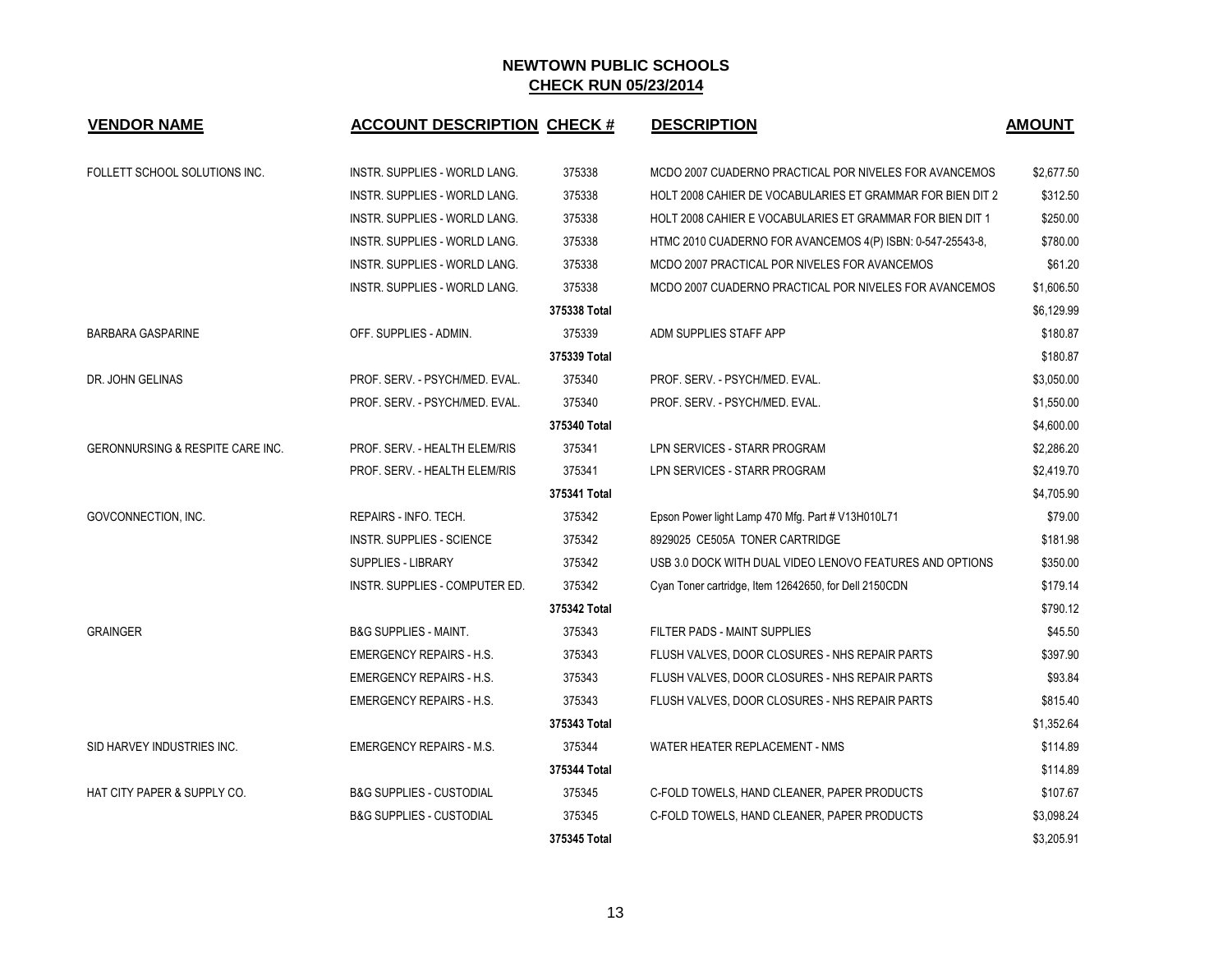# NEWTOWN PUBLIC SCHOOLS

## CHECK RUN 05/23/2014

| VENDOR NAME | ACCOUNT DESCRIPTION | CHECK # | DESCRIPTION | AMOUNT |
|---|---|---|---|---|
| FOLLETT SCHOOL SOLUTIONS INC. | INSTR. SUPPLIES - WORLD LANG. | 375338 | MCDO 2007 CUADERNO PRACTICAL POR NIVELES FOR AVANCEMOS | $2,677.50 |
| | INSTR. SUPPLIES - WORLD LANG. | 375338 | HOLT 2008 CAHIER DE VOCABULARIES ET GRAMMAR FOR BIEN DIT 2 | $312.50 |
| | INSTR. SUPPLIES - WORLD LANG. | 375338 | HOLT 2008 CAHIER E VOCABULARIES ET GRAMMAR FOR BIEN DIT 1 | $250.00 |
| | INSTR. SUPPLIES - WORLD LANG. | 375338 | HTMC 2010 CUADERNO FOR AVANCEMOS 4(P) ISBN: 0-547-25543-8, | $780.00 |
| | INSTR. SUPPLIES - WORLD LANG. | 375338 | MCDO 2007 PRACTICAL POR NIVELES FOR AVANCEMOS | $61.20 |
| | INSTR. SUPPLIES - WORLD LANG. | 375338 | MCDO 2007 CUADERNO PRACTICAL POR NIVELES FOR AVANCEMOS | $1,606.50 |
| | | 375338 Total | | $6,129.99 |
| BARBARA GASPARINE | OFF. SUPPLIES - ADMIN. | 375339 | ADM SUPPLIES STAFF APP | $180.87 |
| | | 375339 Total | | $180.87 |
| DR. JOHN GELINAS | PROF. SERV. - PSYCH/MED. EVAL. | 375340 | PROF. SERV. - PSYCH/MED. EVAL. | $3,050.00 |
| | PROF. SERV. - PSYCH/MED. EVAL. | 375340 | PROF. SERV. - PSYCH/MED. EVAL. | $1,550.00 |
| | | 375340 Total | | $4,600.00 |
| GERONNURSING & RESPITE CARE INC. | PROF. SERV. - HEALTH ELEM/RIS | 375341 | LPN SERVICES - STARR PROGRAM | $2,286.20 |
| | PROF. SERV. - HEALTH ELEM/RIS | 375341 | LPN SERVICES - STARR PROGRAM | $2,419.70 |
| | | 375341 Total | | $4,705.90 |
| GOVCONNECTION, INC. | REPAIRS - INFO. TECH. | 375342 | Epson Power light Lamp 470 Mfg. Part # V13H010L71 | $79.00 |
| | INSTR. SUPPLIES - SCIENCE | 375342 | 8929025 CE505A TONER CARTRIDGE | $181.98 |
| | SUPPLIES - LIBRARY | 375342 | USB 3.0 DOCK WITH DUAL VIDEO LENOVO FEATURES AND OPTIONS | $350.00 |
| | INSTR. SUPPLIES - COMPUTER ED. | 375342 | Cyan Toner cartridge, Item 12642650, for Dell 2150CDN | $179.14 |
| | | 375342 Total | | $790.12 |
| GRAINGER | B&G SUPPLIES - MAINT. | 375343 | FILTER PADS - MAINT SUPPLIES | $45.50 |
| | EMERGENCY REPAIRS - H.S. | 375343 | FLUSH VALVES, DOOR CLOSURES - NHS REPAIR PARTS | $397.90 |
| | EMERGENCY REPAIRS - H.S. | 375343 | FLUSH VALVES, DOOR CLOSURES - NHS REPAIR PARTS | $93.84 |
| | EMERGENCY REPAIRS - H.S. | 375343 | FLUSH VALVES, DOOR CLOSURES - NHS REPAIR PARTS | $815.40 |
| | | 375343 Total | | $1,352.64 |
| SID HARVEY INDUSTRIES INC. | EMERGENCY REPAIRS - M.S. | 375344 | WATER HEATER REPLACEMENT - NMS | $114.89 |
| | | 375344 Total | | $114.89 |
| HAT CITY PAPER & SUPPLY CO. | B&G SUPPLIES - CUSTODIAL | 375345 | C-FOLD TOWELS, HAND CLEANER, PAPER PRODUCTS | $107.67 |
| | B&G SUPPLIES - CUSTODIAL | 375345 | C-FOLD TOWELS, HAND CLEANER, PAPER PRODUCTS | $3,098.24 |
| | | 375345 Total | | $3,205.91 |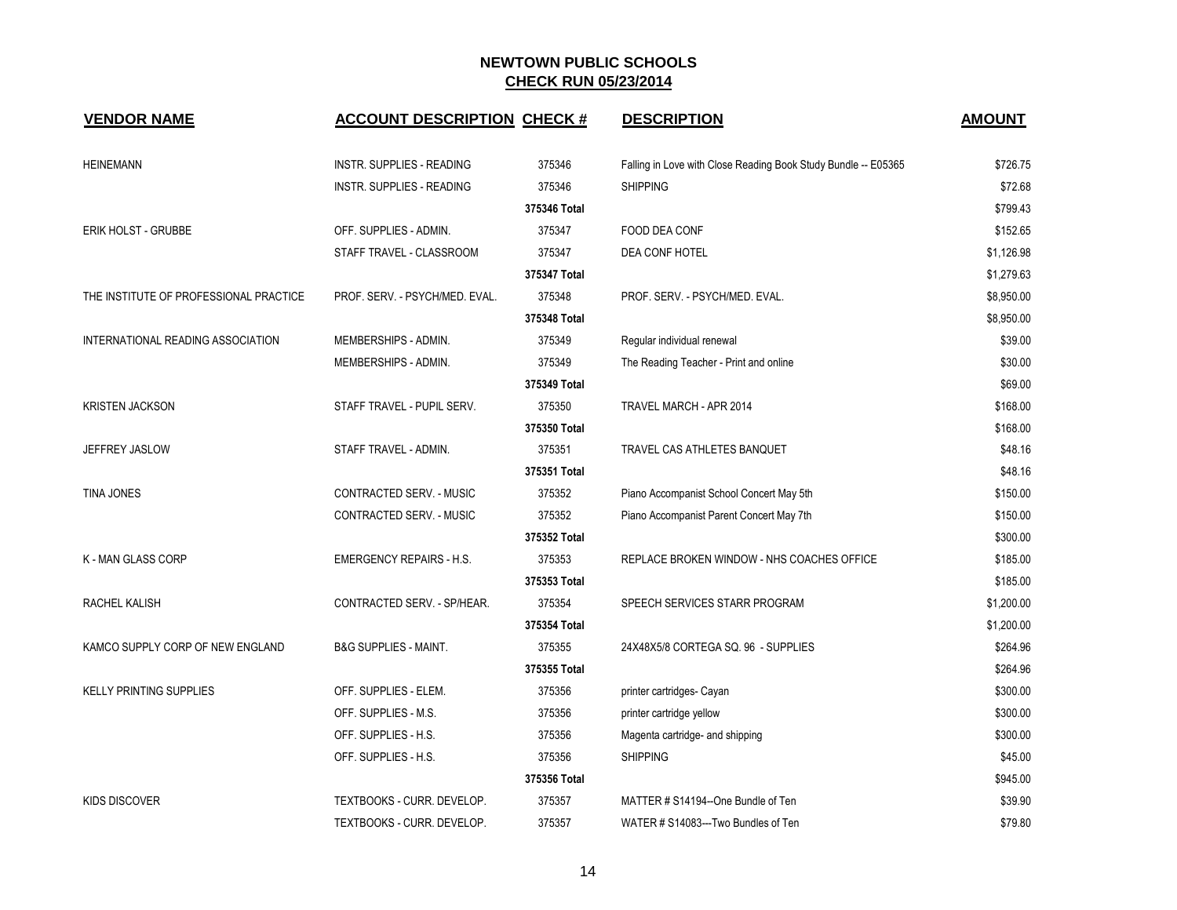# NEWTOWN PUBLIC SCHOOLS

## CHECK RUN 05/23/2014

| VENDOR NAME | ACCOUNT DESCRIPTION | CHECK # | DESCRIPTION | AMOUNT |
|---|---|---|---|---|
| HEINEMANN | INSTR. SUPPLIES - READING | 375346 | Falling in Love with Close Reading Book Study Bundle -- E05365 | $726.75 |
| | INSTR. SUPPLIES - READING | 375346 | SHIPPING | $72.68 |
| | | **375346 Total** | | $799.43 |
| ERIK HOLST - GRUBBE | OFF. SUPPLIES - ADMIN. | 375347 | FOOD DEA CONF | $152.65 |
| | STAFF TRAVEL - CLASSROOM | 375347 | DEA CONF HOTEL | $1,126.98 |
| | | **375347 Total** | | $1,279.63 |
| THE INSTITUTE OF PROFESSIONAL PRACTICE | PROF. SERV. - PSYCH/MED. EVAL. | 375348 | PROF. SERV. - PSYCH/MED. EVAL. | $8,950.00 |
| | | **375348 Total** | | $8,950.00 |
| INTERNATIONAL READING ASSOCIATION | MEMBERSHIPS - ADMIN. | 375349 | Regular individual renewal | $39.00 |
| | MEMBERSHIPS - ADMIN. | 375349 | The Reading Teacher - Print and online | $30.00 |
| | | **375349 Total** | | $69.00 |
| KRISTEN JACKSON | STAFF TRAVEL - PUPIL SERV. | 375350 | TRAVEL MARCH - APR 2014 | $168.00 |
| | | **375350 Total** | | $168.00 |
| JEFFREY JASLOW | STAFF TRAVEL - ADMIN. | 375351 | TRAVEL CAS ATHLETES BANQUET | $48.16 |
| | | **375351 Total** | | $48.16 |
| TINA JONES | CONTRACTED SERV. - MUSIC | 375352 | Piano Accompanist School Concert May 5th | $150.00 |
| | CONTRACTED SERV. - MUSIC | 375352 | Piano Accompanist Parent Concert May 7th | $150.00 |
| | | **375352 Total** | | $300.00 |
| K - MAN GLASS CORP | EMERGENCY REPAIRS - H.S. | 375353 | REPLACE BROKEN WINDOW - NHS COACHES OFFICE | $185.00 |
| | | **375353 Total** | | $185.00 |
| RACHEL KALISH | CONTRACTED SERV. - SP/HEAR. | 375354 | SPEECH SERVICES STARR PROGRAM | $1,200.00 |
| | | **375354 Total** | | $1,200.00 |
| KAMCO SUPPLY CORP OF NEW ENGLAND | B&G SUPPLIES - MAINT. | 375355 | 24X48X5/8 CORTEGA SQ. 96 - SUPPLIES | $264.96 |
| | | **375355 Total** | | $264.96 |
| KELLY PRINTING SUPPLIES | OFF. SUPPLIES - ELEM. | 375356 | printer cartridges- Cayan | $300.00 |
| | OFF. SUPPLIES - M.S. | 375356 | printer cartridge yellow | $300.00 |
| | OFF. SUPPLIES - H.S. | 375356 | Magenta cartridge- and shipping | $300.00 |
| | OFF. SUPPLIES - H.S. | 375356 | SHIPPING | $45.00 |
| | | **375356 Total** | | $945.00 |
| KIDS DISCOVER | TEXTBOOKS - CURR. DEVELOP. | 375357 | MATTER # S14194--One Bundle of Ten | $39.90 |
| | TEXTBOOKS - CURR. DEVELOP. | 375357 | WATER # S14083---Two Bundles of Ten | $79.80 |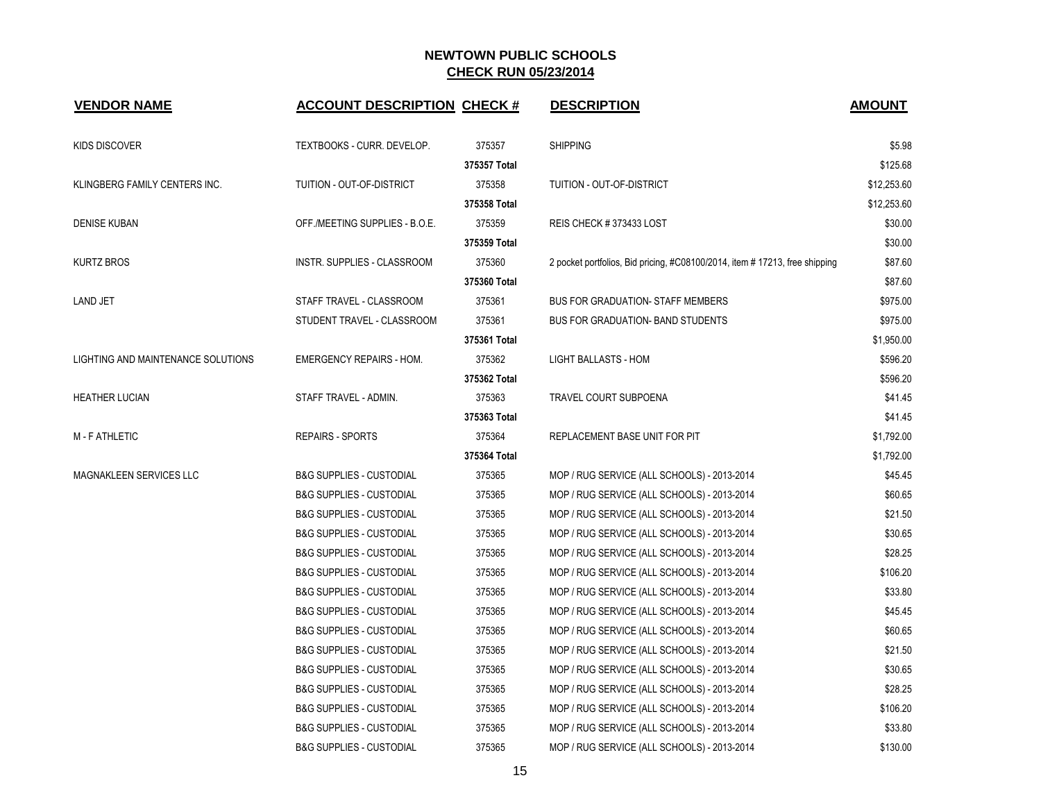# NEWTOWN PUBLIC SCHOOLS

## CHECK RUN 05/23/2014

| VENDOR NAME | ACCOUNT DESCRIPTION | CHECK # | DESCRIPTION | AMOUNT |
|---|---|---|---|---|
| KIDS DISCOVER | TEXTBOOKS - CURR. DEVELOP. | 375357 | SHIPPING | $5.98 |
| | | 375357 Total | | $125.68 |
| KLINGBERG FAMILY CENTERS INC. | TUITION - OUT-OF-DISTRICT | 375358 | TUITION - OUT-OF-DISTRICT | $12,253.60 |
| | | 375358 Total | | $12,253.60 |
| DENISE KUBAN | OFF./MEETING SUPPLIES - B.O.E. | 375359 | REIS CHECK # 373433 LOST | $30.00 |
| | | 375359 Total | | $30.00 |
| KURTZ BROS | INSTR. SUPPLIES - CLASSROOM | 375360 | 2 pocket portfolios, Bid pricing, #C08100/2014, item # 17213, free shipping | $87.60 |
| | | 375360 Total | | $87.60 |
| LAND JET | STAFF TRAVEL - CLASSROOM | 375361 | BUS FOR GRADUATION- STAFF MEMBERS | $975.00 |
| | STUDENT TRAVEL - CLASSROOM | 375361 | BUS FOR GRADUATION- BAND STUDENTS | $975.00 |
| | | 375361 Total | | $1,950.00 |
| LIGHTING AND MAINTENANCE SOLUTIONS | EMERGENCY REPAIRS - HOM. | 375362 | LIGHT BALLASTS - HOM | $596.20 |
| | | 375362 Total | | $596.20 |
| HEATHER LUCIAN | STAFF TRAVEL - ADMIN. | 375363 | TRAVEL COURT SUBPOENA | $41.45 |
| | | 375363 Total | | $41.45 |
| M - F ATHLETIC | REPAIRS - SPORTS | 375364 | REPLACEMENT BASE UNIT FOR PIT | $1,792.00 |
| | | 375364 Total | | $1,792.00 |
| MAGNAKLEEN SERVICES LLC | B&G SUPPLIES - CUSTODIAL | 375365 | MOP / RUG SERVICE (ALL SCHOOLS) - 2013-2014 | $45.45 |
| | B&G SUPPLIES - CUSTODIAL | 375365 | MOP / RUG SERVICE (ALL SCHOOLS) - 2013-2014 | $60.65 |
| | B&G SUPPLIES - CUSTODIAL | 375365 | MOP / RUG SERVICE (ALL SCHOOLS) - 2013-2014 | $21.50 |
| | B&G SUPPLIES - CUSTODIAL | 375365 | MOP / RUG SERVICE (ALL SCHOOLS) - 2013-2014 | $30.65 |
| | B&G SUPPLIES - CUSTODIAL | 375365 | MOP / RUG SERVICE (ALL SCHOOLS) - 2013-2014 | $28.25 |
| | B&G SUPPLIES - CUSTODIAL | 375365 | MOP / RUG SERVICE (ALL SCHOOLS) - 2013-2014 | $106.20 |
| | B&G SUPPLIES - CUSTODIAL | 375365 | MOP / RUG SERVICE (ALL SCHOOLS) - 2013-2014 | $33.80 |
| | B&G SUPPLIES - CUSTODIAL | 375365 | MOP / RUG SERVICE (ALL SCHOOLS) - 2013-2014 | $45.45 |
| | B&G SUPPLIES - CUSTODIAL | 375365 | MOP / RUG SERVICE (ALL SCHOOLS) - 2013-2014 | $60.65 |
| | B&G SUPPLIES - CUSTODIAL | 375365 | MOP / RUG SERVICE (ALL SCHOOLS) - 2013-2014 | $21.50 |
| | B&G SUPPLIES - CUSTODIAL | 375365 | MOP / RUG SERVICE (ALL SCHOOLS) - 2013-2014 | $30.65 |
| | B&G SUPPLIES - CUSTODIAL | 375365 | MOP / RUG SERVICE (ALL SCHOOLS) - 2013-2014 | $28.25 |
| | B&G SUPPLIES - CUSTODIAL | 375365 | MOP / RUG SERVICE (ALL SCHOOLS) - 2013-2014 | $106.20 |
| | B&G SUPPLIES - CUSTODIAL | 375365 | MOP / RUG SERVICE (ALL SCHOOLS) - 2013-2014 | $33.80 |
| | B&G SUPPLIES - CUSTODIAL | 375365 | MOP / RUG SERVICE (ALL SCHOOLS) - 2013-2014 | $130.00 |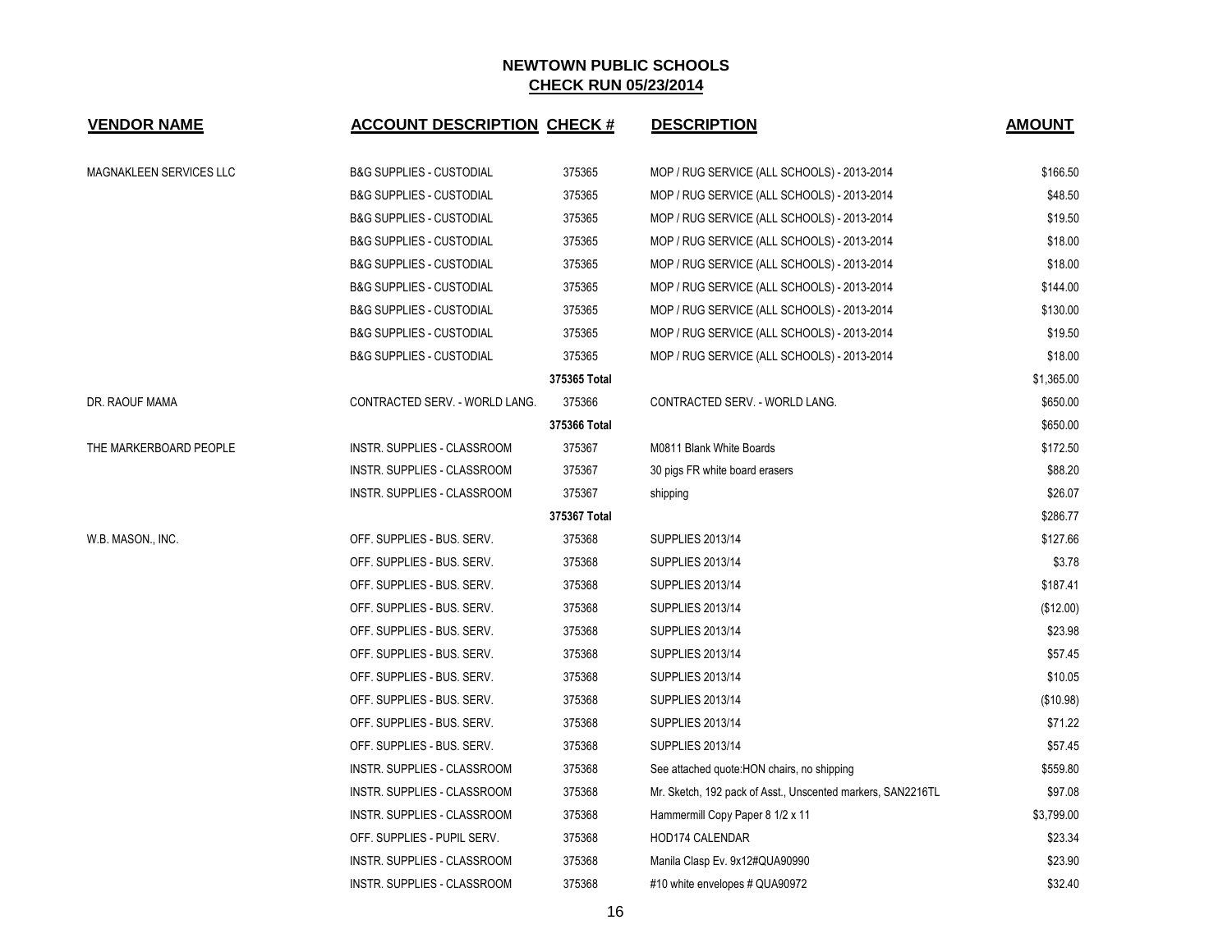# NEWTOWN PUBLIC SCHOOLS
## CHECK RUN 05/23/2014

| VENDOR NAME | ACCOUNT DESCRIPTION | CHECK # | DESCRIPTION | AMOUNT |
|---|---|---|---|---|
| MAGNAKLEEN SERVICES LLC | B&G SUPPLIES - CUSTODIAL | 375365 | MOP / RUG SERVICE (ALL SCHOOLS) - 2013-2014 | $166.50 |
| | B&G SUPPLIES - CUSTODIAL | 375365 | MOP / RUG SERVICE (ALL SCHOOLS) - 2013-2014 | $48.50 |
| | B&G SUPPLIES - CUSTODIAL | 375365 | MOP / RUG SERVICE (ALL SCHOOLS) - 2013-2014 | $19.50 |
| | B&G SUPPLIES - CUSTODIAL | 375365 | MOP / RUG SERVICE (ALL SCHOOLS) - 2013-2014 | $18.00 |
| | B&G SUPPLIES - CUSTODIAL | 375365 | MOP / RUG SERVICE (ALL SCHOOLS) - 2013-2014 | $18.00 |
| | B&G SUPPLIES - CUSTODIAL | 375365 | MOP / RUG SERVICE (ALL SCHOOLS) - 2013-2014 | $144.00 |
| | B&G SUPPLIES - CUSTODIAL | 375365 | MOP / RUG SERVICE (ALL SCHOOLS) - 2013-2014 | $130.00 |
| | B&G SUPPLIES - CUSTODIAL | 375365 | MOP / RUG SERVICE (ALL SCHOOLS) - 2013-2014 | $19.50 |
| | B&G SUPPLIES - CUSTODIAL | 375365 | MOP / RUG SERVICE (ALL SCHOOLS) - 2013-2014 | $18.00 |
| | | **375365 Total** | | $1,365.00 |
| DR. RAOUF MAMA | CONTRACTED SERV. - WORLD LANG. | 375366 | CONTRACTED SERV. - WORLD LANG. | $650.00 |
| | | **375366 Total** | | $650.00 |
| THE MARKERBOARD PEOPLE | INSTR. SUPPLIES - CLASSROOM | 375367 | M0811 Blank White Boards | $172.50 |
| | INSTR. SUPPLIES - CLASSROOM | 375367 | 30 pigs FR white board erasers | $88.20 |
| | INSTR. SUPPLIES - CLASSROOM | 375367 | shipping | $26.07 |
| | | **375367 Total** | | $286.77 |
| W.B. MASON., INC. | OFF. SUPPLIES - BUS. SERV. | 375368 | SUPPLIES 2013/14 | $127.66 |
| | OFF. SUPPLIES - BUS. SERV. | 375368 | SUPPLIES 2013/14 | $3.78 |
| | OFF. SUPPLIES - BUS. SERV. | 375368 | SUPPLIES 2013/14 | $187.41 |
| | OFF. SUPPLIES - BUS. SERV. | 375368 | SUPPLIES 2013/14 | ($12.00) |
| | OFF. SUPPLIES - BUS. SERV. | 375368 | SUPPLIES 2013/14 | $23.98 |
| | OFF. SUPPLIES - BUS. SERV. | 375368 | SUPPLIES 2013/14 | $57.45 |
| | OFF. SUPPLIES - BUS. SERV. | 375368 | SUPPLIES 2013/14 | $10.05 |
| | OFF. SUPPLIES - BUS. SERV. | 375368 | SUPPLIES 2013/14 | ($10.98) |
| | OFF. SUPPLIES - BUS. SERV. | 375368 | SUPPLIES 2013/14 | $71.22 |
| | OFF. SUPPLIES - BUS. SERV. | 375368 | SUPPLIES 2013/14 | $57.45 |
| | INSTR. SUPPLIES - CLASSROOM | 375368 | See attached quote:HON chairs, no shipping | $559.80 |
| | INSTR. SUPPLIES - CLASSROOM | 375368 | Mr. Sketch, 192 pack of Asst., Unscented markers, SAN2216TL | $97.08 |
| | INSTR. SUPPLIES - CLASSROOM | 375368 | Hammermill Copy Paper 8 1/2 x 11 | $3,799.00 |
| | OFF. SUPPLIES - PUPIL SERV. | 375368 | HOD174 CALENDAR | $23.34 |
| | INSTR. SUPPLIES - CLASSROOM | 375368 | Manila Clasp Ev. 9x12#QUA90990 | $23.90 |
| | INSTR. SUPPLIES - CLASSROOM | 375368 | #10 white envelopes # QUA90972 | $32.40 |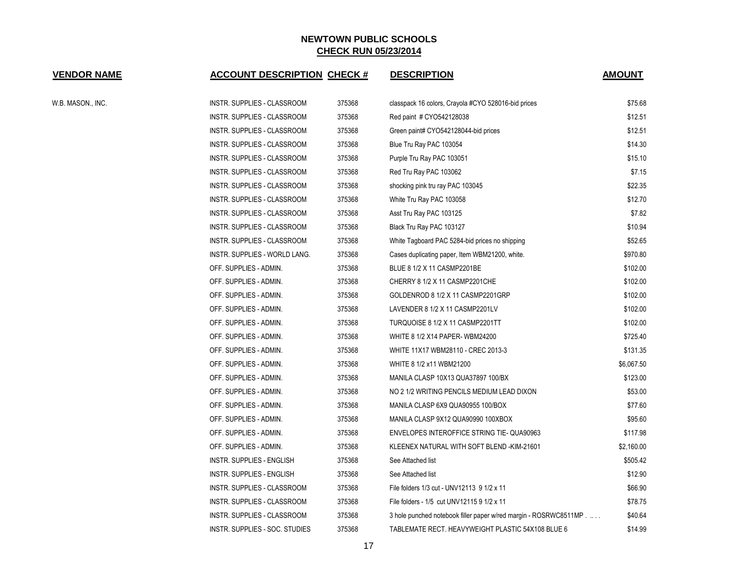# NEWTOWN PUBLIC SCHOOLS

## CHECK RUN 05/23/2014

| VENDOR NAME | ACCOUNT DESCRIPTION | CHECK # | DESCRIPTION | AMOUNT |
|---|---|---|---|---|
| W.B. MASON., INC. | INSTR. SUPPLIES - CLASSROOM | 375368 | classpack 16 colors, Crayola #CYO 528016-bid prices | $75.68 |
| | INSTR. SUPPLIES - CLASSROOM | 375368 | Red paint # CYO542128038 | $12.51 |
| | INSTR. SUPPLIES - CLASSROOM | 375368 | Green paint# CYO542128044-bid prices | $12.51 |
| | INSTR. SUPPLIES - CLASSROOM | 375368 | Blue Tru Ray PAC 103054 | $14.30 |
| | INSTR. SUPPLIES - CLASSROOM | 375368 | Purple Tru Ray PAC 103051 | $15.10 |
| | INSTR. SUPPLIES - CLASSROOM | 375368 | Red Tru Ray PAC 103062 | $7.15 |
| | INSTR. SUPPLIES - CLASSROOM | 375368 | shocking pink tru ray PAC 103045 | $22.35 |
| | INSTR. SUPPLIES - CLASSROOM | 375368 | White Tru Ray PAC 103058 | $12.70 |
| | INSTR. SUPPLIES - CLASSROOM | 375368 | Asst Tru Ray PAC 103125 | $7.82 |
| | INSTR. SUPPLIES - CLASSROOM | 375368 | Black Tru Ray PAC 103127 | $10.94 |
| | INSTR. SUPPLIES - CLASSROOM | 375368 | White Tagboard PAC 5284-bid prices no shipping | $52.65 |
| | INSTR. SUPPLIES - WORLD LANG. | 375368 | Cases duplicating paper, Item WBM21200, white. | $970.80 |
| | OFF. SUPPLIES - ADMIN. | 375368 | BLUE 8 1/2 X 11 CASMP2201BE | $102.00 |
| | OFF. SUPPLIES - ADMIN. | 375368 | CHERRY 8 1/2 X 11 CASMP2201CHE | $102.00 |
| | OFF. SUPPLIES - ADMIN. | 375368 | GOLDENROD 8 1/2 X 11 CASMP2201GRP | $102.00 |
| | OFF. SUPPLIES - ADMIN. | 375368 | LAVENDER 8 1/2 X 11 CASMP2201LV | $102.00 |
| | OFF. SUPPLIES - ADMIN. | 375368 | TURQUOISE 8 1/2 X 11 CASMP2201TT | $102.00 |
| | OFF. SUPPLIES - ADMIN. | 375368 | WHITE 8 1/2 X14 PAPER- WBM24200 | $725.40 |
| | OFF. SUPPLIES - ADMIN. | 375368 | WHITE 11X17 WBM28110 - CREC 2013-3 | $131.35 |
| | OFF. SUPPLIES - ADMIN. | 375368 | WHITE 8 1/2 x11 WBM21200 | $6,067.50 |
| | OFF. SUPPLIES - ADMIN. | 375368 | MANILA CLASP 10X13 QUA37897 100/BX | $123.00 |
| | OFF. SUPPLIES - ADMIN. | 375368 | NO 2 1/2 WRITING PENCILS MEDIUM LEAD DIXON | $53.00 |
| | OFF. SUPPLIES - ADMIN. | 375368 | MANILA CLASP 6X9 QUA90955 100/BOX | $77.60 |
| | OFF. SUPPLIES - ADMIN. | 375368 | MANILA CLASP 9X12 QUA90990 100XBOX | $95.60 |
| | OFF. SUPPLIES - ADMIN. | 375368 | ENVELOPES INTEROFFICE STRING TIE- QUA90963 | $117.98 |
| | OFF. SUPPLIES - ADMIN. | 375368 | KLEENEX NATURAL WITH SOFT BLEND -KIM-21601 | $2,160.00 |
| | INSTR. SUPPLIES - ENGLISH | 375368 | See Attached list | $505.42 |
| | INSTR. SUPPLIES - ENGLISH | 375368 | See Attached list | $12.90 |
| | INSTR. SUPPLIES - CLASSROOM | 375368 | File folders 1/3 cut - UNV12113 9 1/2 x 11 | $66.90 |
| | INSTR. SUPPLIES - CLASSROOM | 375368 | File folders - 1/5 cut UNV12115 9 1/2 x 11 | $78.75 |
| | INSTR. SUPPLIES - CLASSROOM | 375368 | 3 hole punched notebook filler paper w/red margin - ROSRWC8511MP . .. . . | $40.64 |
| | INSTR. SUPPLIES - SOC. STUDIES | 375368 | TABLEMATE RECT. HEAVYWEIGHT PLASTIC 54X108 BLUE 6 | $14.99 |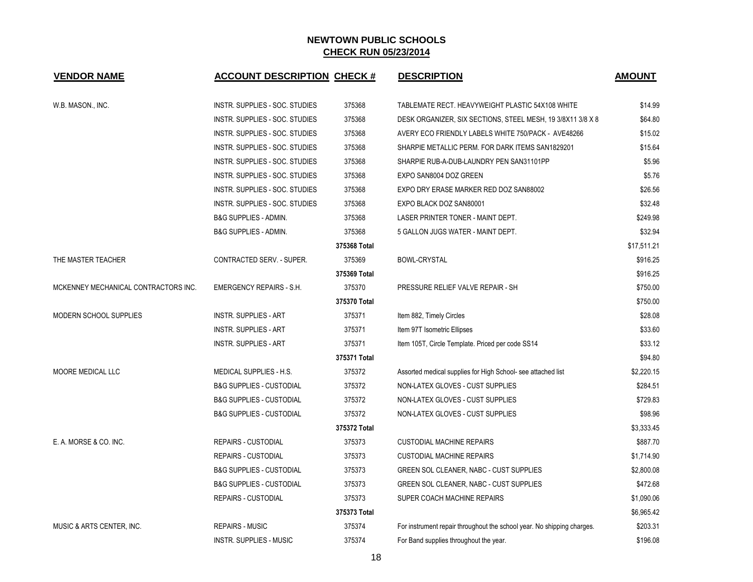# NEWTOWN PUBLIC SCHOOLS

## CHECK RUN 05/23/2014

| VENDOR NAME | ACCOUNT DESCRIPTION | CHECK # | DESCRIPTION | AMOUNT |
|---|---|---|---|---|
| W.B. MASON., INC. | INSTR. SUPPLIES - SOC. STUDIES | 375368 | TABLEMATE RECT. HEAVYWEIGHT PLASTIC 54X108 WHITE | $14.99 |
| | INSTR. SUPPLIES - SOC. STUDIES | 375368 | DESK ORGANIZER, SIX SECTIONS, STEEL MESH, 19 3/8X11 3/8 X 8 | $64.80 |
| | INSTR. SUPPLIES - SOC. STUDIES | 375368 | AVERY ECO FRIENDLY LABELS WHITE 750/PACK - AVE48266 | $15.02 |
| | INSTR. SUPPLIES - SOC. STUDIES | 375368 | SHARPIE METALLIC PERM. FOR DARK ITEMS SAN1829201 | $15.64 |
| | INSTR. SUPPLIES - SOC. STUDIES | 375368 | SHARPIE RUB-A-DUB-LAUNDRY PEN SAN31101PP | $5.96 |
| | INSTR. SUPPLIES - SOC. STUDIES | 375368 | EXPO SAN8004 DOZ GREEN | $5.76 |
| | INSTR. SUPPLIES - SOC. STUDIES | 375368 | EXPO DRY ERASE MARKER RED DOZ SAN88002 | $26.56 |
| | INSTR. SUPPLIES - SOC. STUDIES | 375368 | EXPO BLACK DOZ SAN80001 | $32.48 |
| | B&G SUPPLIES - ADMIN. | 375368 | LASER PRINTER TONER - MAINT DEPT. | $249.98 |
| | B&G SUPPLIES - ADMIN. | 375368 | 5 GALLON JUGS WATER - MAINT DEPT. | $32.94 |
| | | 375368 Total | | $17,511.21 |
| THE MASTER TEACHER | CONTRACTED SERV. - SUPER. | 375369 | BOWL-CRYSTAL | $916.25 |
| | | 375369 Total | | $916.25 |
| MCKENNEY MECHANICAL CONTRACTORS INC. | EMERGENCY REPAIRS - S.H. | 375370 | PRESSURE RELIEF VALVE REPAIR - SH | $750.00 |
| | | 375370 Total | | $750.00 |
| MODERN SCHOOL SUPPLIES | INSTR. SUPPLIES - ART | 375371 | Item 882, Timely Circles | $28.08 |
| | INSTR. SUPPLIES - ART | 375371 | Item 97T Isometric Ellipses | $33.60 |
| | INSTR. SUPPLIES - ART | 375371 | Item 105T, Circle Template. Priced per code SS14 | $33.12 |
| | | 375371 Total | | $94.80 |
| MOORE MEDICAL LLC | MEDICAL SUPPLIES - H.S. | 375372 | Assorted medical supplies for High School- see attached list | $2,220.15 |
| | B&G SUPPLIES - CUSTODIAL | 375372 | NON-LATEX GLOVES - CUST SUPPLIES | $284.51 |
| | B&G SUPPLIES - CUSTODIAL | 375372 | NON-LATEX GLOVES - CUST SUPPLIES | $729.83 |
| | B&G SUPPLIES - CUSTODIAL | 375372 | NON-LATEX GLOVES - CUST SUPPLIES | $98.96 |
| | | 375372 Total | | $3,333.45 |
| E. A. MORSE & CO. INC. | REPAIRS - CUSTODIAL | 375373 | CUSTODIAL MACHINE REPAIRS | $887.70 |
| | REPAIRS - CUSTODIAL | 375373 | CUSTODIAL MACHINE REPAIRS | $1,714.90 |
| | B&G SUPPLIES - CUSTODIAL | 375373 | GREEN SOL CLEANER, NABC - CUST SUPPLIES | $2,800.08 |
| | B&G SUPPLIES - CUSTODIAL | 375373 | GREEN SOL CLEANER, NABC - CUST SUPPLIES | $472.68 |
| | REPAIRS - CUSTODIAL | 375373 | SUPER COACH MACHINE REPAIRS | $1,090.06 |
| | | 375373 Total | | $6,965.42 |
| MUSIC & ARTS CENTER, INC. | REPAIRS - MUSIC | 375374 | For instrument repair throughout the school year. No shipping charges. | $203.31 |
| | INSTR. SUPPLIES - MUSIC | 375374 | For Band supplies throughout the year. | $196.08 |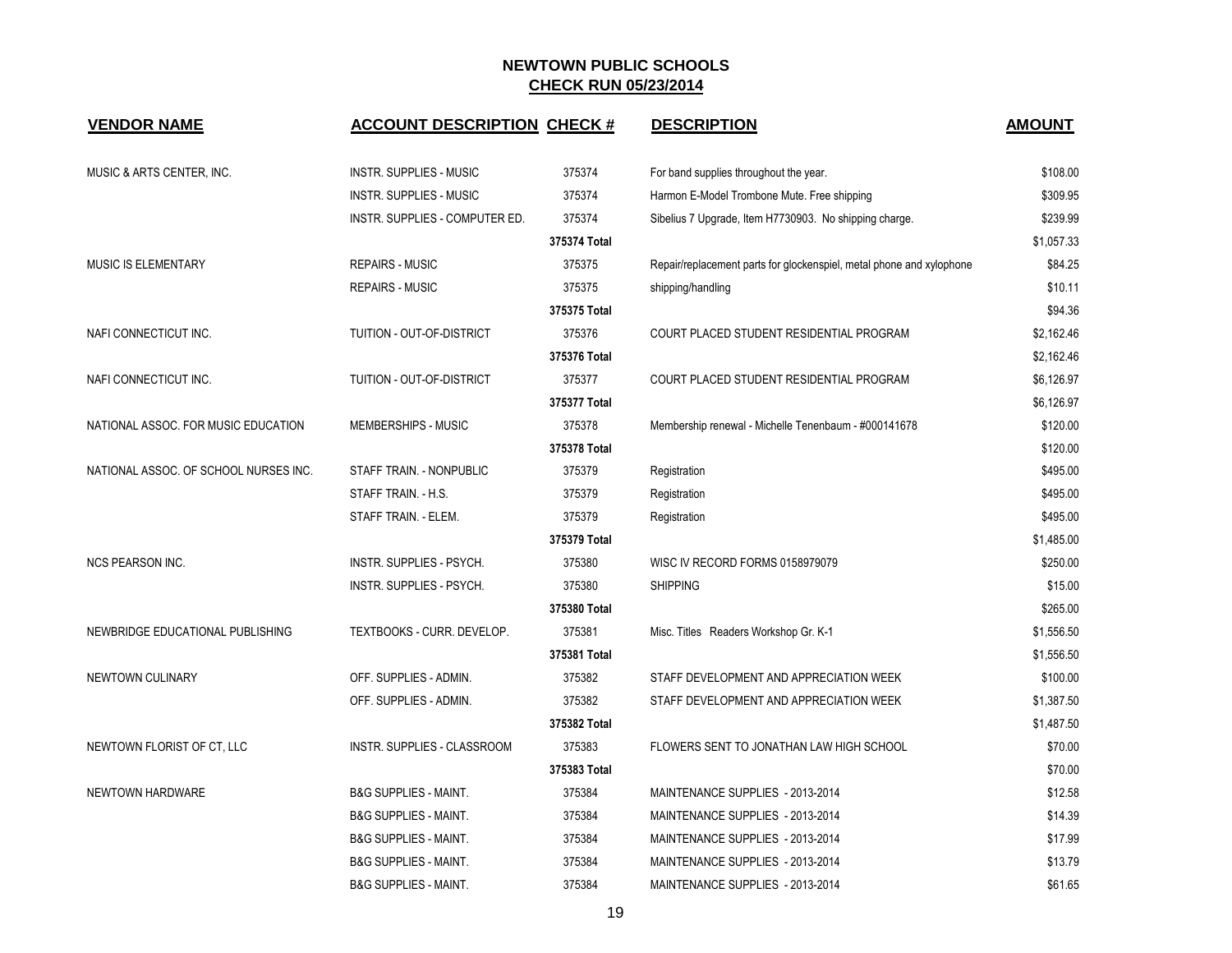# NEWTOWN PUBLIC SCHOOLS

## CHECK RUN 05/23/2014

| VENDOR NAME | ACCOUNT DESCRIPTION | CHECK # | DESCRIPTION | AMOUNT |
|---|---|---|---|---|
| MUSIC & ARTS CENTER, INC. | INSTR. SUPPLIES - MUSIC | 375374 | For band supplies throughout the year. | $108.00 |
| | INSTR. SUPPLIES - MUSIC | 375374 | Harmon E-Model Trombone Mute. Free shipping | $309.95 |
| | INSTR. SUPPLIES - COMPUTER ED. | 375374 | Sibelius 7 Upgrade, Item H7730903. No shipping charge. | $239.99 |
| | | 375374 Total | | $1,057.33 |
| MUSIC IS ELEMENTARY | REPAIRS - MUSIC | 375375 | Repair/replacement parts for glockenspiel, metal phone and xylophone | $84.25 |
| | REPAIRS - MUSIC | 375375 | shipping/handling | $10.11 |
| | | 375375 Total | | $94.36 |
| NAFI CONNECTICUT INC. | TUITION - OUT-OF-DISTRICT | 375376 | COURT PLACED STUDENT RESIDENTIAL PROGRAM | $2,162.46 |
| | | 375376 Total | | $2,162.46 |
| NAFI CONNECTICUT INC. | TUITION - OUT-OF-DISTRICT | 375377 | COURT PLACED STUDENT RESIDENTIAL PROGRAM | $6,126.97 |
| | | 375377 Total | | $6,126.97 |
| NATIONAL ASSOC. FOR MUSIC EDUCATION | MEMBERSHIPS - MUSIC | 375378 | Membership renewal - Michelle Tenenbaum - #000141678 | $120.00 |
| | | 375378 Total | | $120.00 |
| NATIONAL ASSOC. OF SCHOOL NURSES INC. | STAFF TRAIN. - NONPUBLIC | 375379 | Registration | $495.00 |
| | STAFF TRAIN. - H.S. | 375379 | Registration | $495.00 |
| | STAFF TRAIN. - ELEM. | 375379 | Registration | $495.00 |
| | | 375379 Total | | $1,485.00 |
| NCS PEARSON INC. | INSTR. SUPPLIES - PSYCH. | 375380 | WISC IV RECORD FORMS 0158979079 | $250.00 |
| | INSTR. SUPPLIES - PSYCH. | 375380 | SHIPPING | $15.00 |
| | | 375380 Total | | $265.00 |
| NEWBRIDGE EDUCATIONAL PUBLISHING | TEXTBOOKS - CURR. DEVELOP. | 375381 | Misc. Titles Readers Workshop Gr. K-1 | $1,556.50 |
| | | 375381 Total | | $1,556.50 |
| NEWTOWN CULINARY | OFF. SUPPLIES - ADMIN. | 375382 | STAFF DEVELOPMENT AND APPRECIATION WEEK | $100.00 |
| | OFF. SUPPLIES - ADMIN. | 375382 | STAFF DEVELOPMENT AND APPRECIATION WEEK | $1,387.50 |
| | | 375382 Total | | $1,487.50 |
| NEWTOWN FLORIST OF CT, LLC | INSTR. SUPPLIES - CLASSROOM | 375383 | FLOWERS SENT TO JONATHAN LAW HIGH SCHOOL | $70.00 |
| | | 375383 Total | | $70.00 |
| NEWTOWN HARDWARE | B&G SUPPLIES - MAINT. | 375384 | MAINTENANCE SUPPLIES - 2013-2014 | $12.58 |
| | B&G SUPPLIES - MAINT. | 375384 | MAINTENANCE SUPPLIES - 2013-2014 | $14.39 |
| | B&G SUPPLIES - MAINT. | 375384 | MAINTENANCE SUPPLIES - 2013-2014 | $17.99 |
| | B&G SUPPLIES - MAINT. | 375384 | MAINTENANCE SUPPLIES - 2013-2014 | $13.79 |
| | B&G SUPPLIES - MAINT. | 375384 | MAINTENANCE SUPPLIES - 2013-2014 | $61.65 |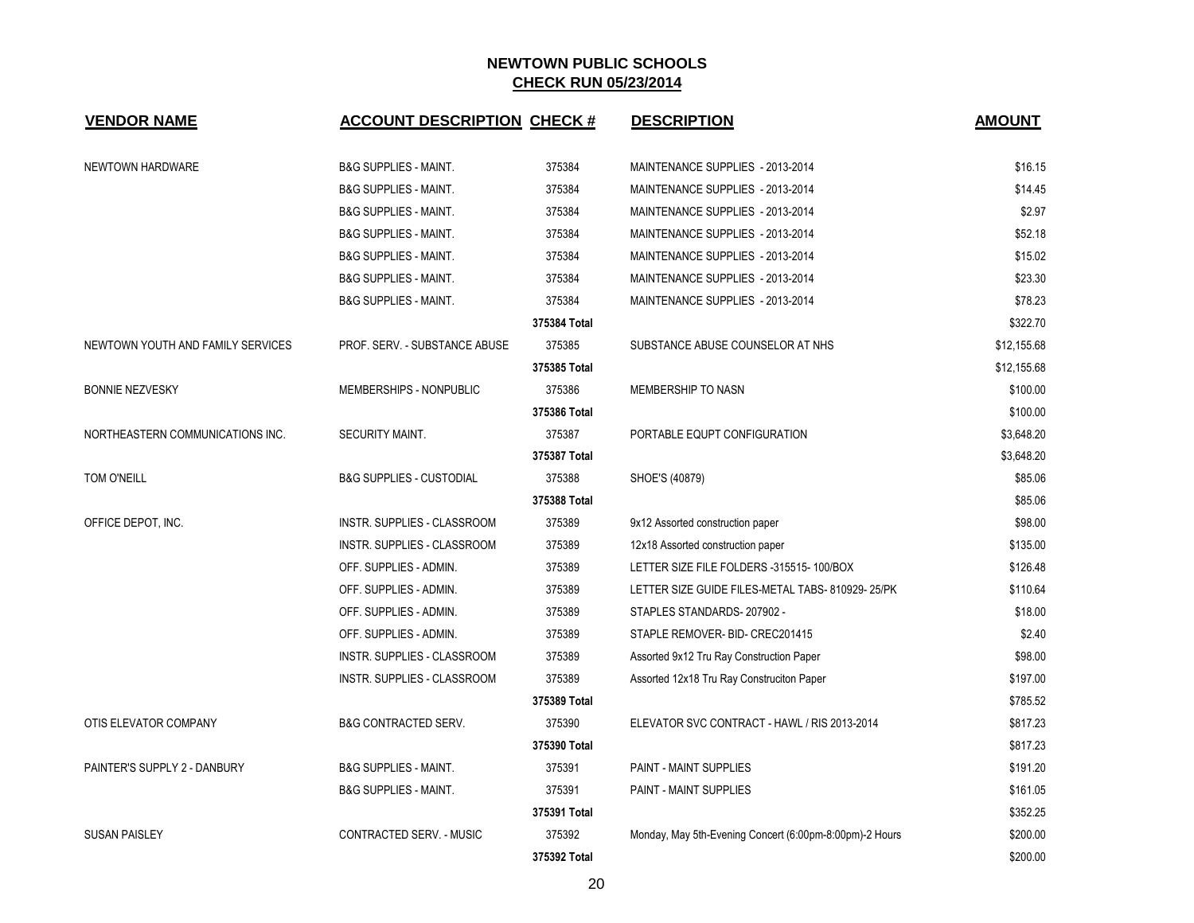# NEWTOWN PUBLIC SCHOOLS

## CHECK RUN 05/23/2014

| VENDOR NAME | ACCOUNT DESCRIPTION | CHECK # | DESCRIPTION | AMOUNT |
|---|---|---|---|---|
| NEWTOWN HARDWARE | B&G SUPPLIES - MAINT. | 375384 | MAINTENANCE SUPPLIES - 2013-2014 | $16.15 |
| | B&G SUPPLIES - MAINT. | 375384 | MAINTENANCE SUPPLIES - 2013-2014 | $14.45 |
| | B&G SUPPLIES - MAINT. | 375384 | MAINTENANCE SUPPLIES - 2013-2014 | $2.97 |
| | B&G SUPPLIES - MAINT. | 375384 | MAINTENANCE SUPPLIES - 2013-2014 | $52.18 |
| | B&G SUPPLIES - MAINT. | 375384 | MAINTENANCE SUPPLIES - 2013-2014 | $15.02 |
| | B&G SUPPLIES - MAINT. | 375384 | MAINTENANCE SUPPLIES - 2013-2014 | $23.30 |
| | B&G SUPPLIES - MAINT. | 375384 | MAINTENANCE SUPPLIES - 2013-2014 | $78.23 |
| | | **375384 Total** | | $322.70 |
| NEWTOWN YOUTH AND FAMILY SERVICES | PROF. SERV. - SUBSTANCE ABUSE | 375385 | SUBSTANCE ABUSE COUNSELOR AT NHS | $12,155.68 |
| | | **375385 Total** | | $12,155.68 |
| BONNIE NEZVESKY | MEMBERSHIPS - NONPUBLIC | 375386 | MEMBERSHIP TO NASN | $100.00 |
| | | **375386 Total** | | $100.00 |
| NORTHEASTERN COMMUNICATIONS INC. | SECURITY MAINT. | 375387 | PORTABLE EQUPT CONFIGURATION | $3,648.20 |
| | | **375387 Total** | | $3,648.20 |
| TOM O'NEILL | B&G SUPPLIES - CUSTODIAL | 375388 | SHOE'S (40879) | $85.06 |
| | | **375388 Total** | | $85.06 |
| OFFICE DEPOT, INC. | INSTR. SUPPLIES - CLASSROOM | 375389 | 9x12 Assorted construction paper | $98.00 |
| | INSTR. SUPPLIES - CLASSROOM | 375389 | 12x18 Assorted construction paper | $135.00 |
| | OFF. SUPPLIES - ADMIN. | 375389 | LETTER SIZE FILE FOLDERS -315515- 100/BOX | $126.48 |
| | OFF. SUPPLIES - ADMIN. | 375389 | LETTER SIZE GUIDE FILES-METAL TABS- 810929- 25/PK | $110.64 |
| | OFF. SUPPLIES - ADMIN. | 375389 | STAPLES STANDARDS- 207902 - | $18.00 |
| | OFF. SUPPLIES - ADMIN. | 375389 | STAPLE REMOVER- BID- CREC201415 | $2.40 |
| | INSTR. SUPPLIES - CLASSROOM | 375389 | Assorted 9x12 Tru Ray Construction Paper | $98.00 |
| | INSTR. SUPPLIES - CLASSROOM | 375389 | Assorted 12x18 Tru Ray Construciton Paper | $197.00 |
| | | **375389 Total** | | $785.52 |
| OTIS ELEVATOR COMPANY | B&G CONTRACTED SERV. | 375390 | ELEVATOR SVC CONTRACT - HAWL / RIS 2013-2014 | $817.23 |
| | | **375390 Total** | | $817.23 |
| PAINTER'S SUPPLY 2 - DANBURY | B&G SUPPLIES - MAINT. | 375391 | PAINT - MAINT SUPPLIES | $191.20 |
| | B&G SUPPLIES - MAINT. | 375391 | PAINT - MAINT SUPPLIES | $161.05 |
| | | **375391 Total** | | $352.25 |
| SUSAN PAISLEY | CONTRACTED SERV. - MUSIC | 375392 | Monday, May 5th-Evening Concert (6:00pm-8:00pm)-2 Hours | $200.00 |
| | | **375392 Total** | | $200.00 |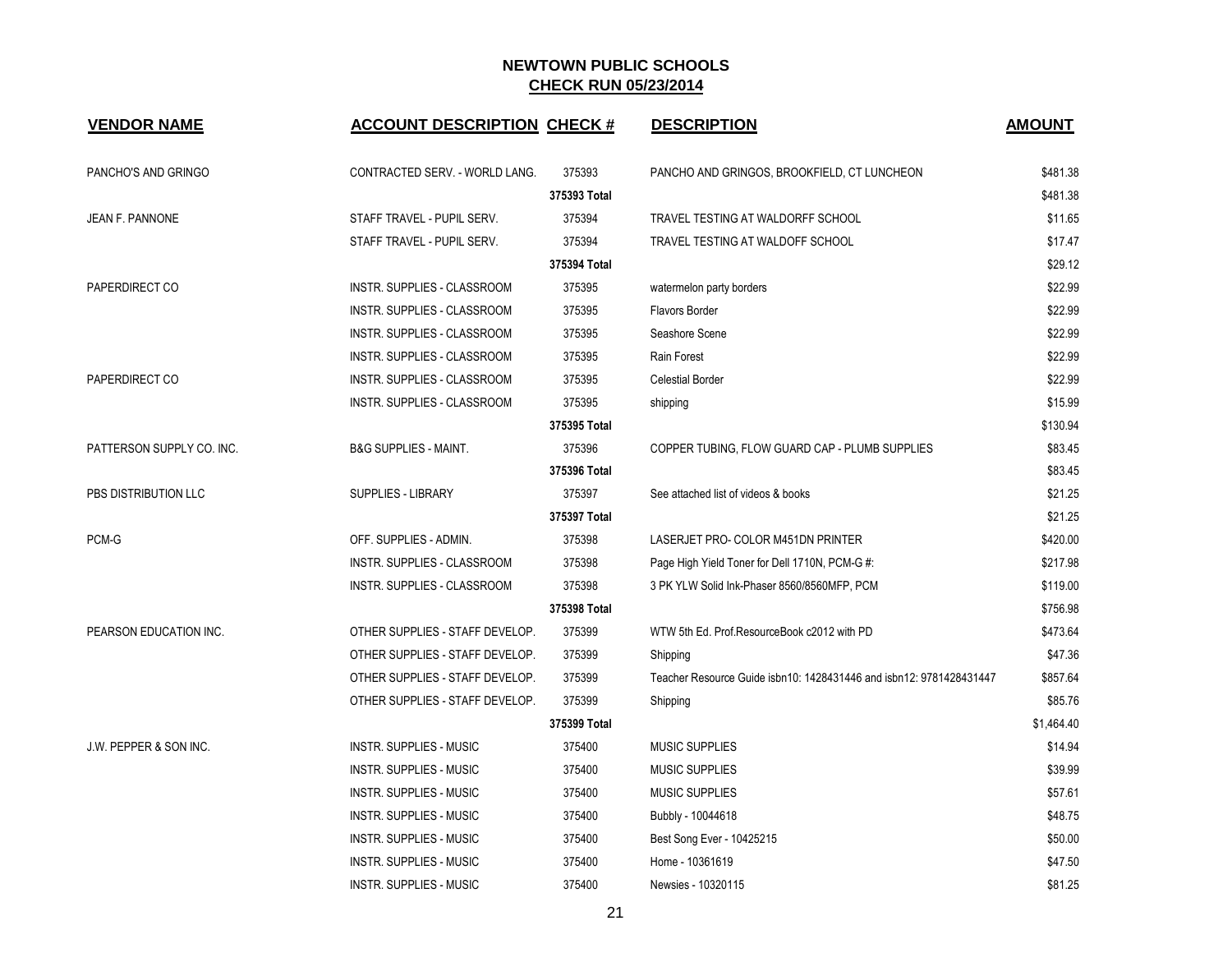# NEWTOWN PUBLIC SCHOOLS

## CHECK RUN 05/23/2014

| VENDOR NAME | ACCOUNT DESCRIPTION | CHECK # | DESCRIPTION | AMOUNT |
|---|---|---|---|---|
| PANCHO'S AND GRINGO | CONTRACTED SERV. - WORLD LANG. | 375393 | PANCHO AND GRINGOS, BROOKFIELD, CT LUNCHEON | $481.38 |
| | | 375393 Total | | $481.38 |
| JEAN F. PANNONE | STAFF TRAVEL - PUPIL SERV. | 375394 | TRAVEL TESTING AT WALDORFF SCHOOL | $11.65 |
| | STAFF TRAVEL - PUPIL SERV. | 375394 | TRAVEL TESTING AT WALDOFF SCHOOL | $17.47 |
| | | 375394 Total | | $29.12 |
| PAPERDIRECT CO | INSTR. SUPPLIES - CLASSROOM | 375395 | watermelon party borders | $22.99 |
| | INSTR. SUPPLIES - CLASSROOM | 375395 | Flavors Border | $22.99 |
| | INSTR. SUPPLIES - CLASSROOM | 375395 | Seashore Scene | $22.99 |
| | INSTR. SUPPLIES - CLASSROOM | 375395 | Rain Forest | $22.99 |
| PAPERDIRECT CO | INSTR. SUPPLIES - CLASSROOM | 375395 | Celestial Border | $22.99 |
| | INSTR. SUPPLIES - CLASSROOM | 375395 | shipping | $15.99 |
| | | 375395 Total | | $130.94 |
| PATTERSON SUPPLY CO. INC. | B&G SUPPLIES - MAINT. | 375396 | COPPER TUBING, FLOW GUARD CAP - PLUMB SUPPLIES | $83.45 |
| | | 375396 Total | | $83.45 |
| PBS DISTRIBUTION LLC | SUPPLIES - LIBRARY | 375397 | See attached list of videos & books | $21.25 |
| | | 375397 Total | | $21.25 |
| PCM-G | OFF. SUPPLIES - ADMIN. | 375398 | LASERJET PRO- COLOR M451DN PRINTER | $420.00 |
| | INSTR. SUPPLIES - CLASSROOM | 375398 | Page High Yield Toner for Dell 1710N, PCM-G #: | $217.98 |
| | INSTR. SUPPLIES - CLASSROOM | 375398 | 3 PK YLW Solid Ink-Phaser 8560/8560MFP, PCM | $119.00 |
| | | 375398 Total | | $756.98 |
| PEARSON EDUCATION INC. | OTHER SUPPLIES - STAFF DEVELOP. | 375399 | WTW 5th Ed. Prof.ResourceBook c2012 with PD | $473.64 |
| | OTHER SUPPLIES - STAFF DEVELOP. | 375399 | Shipping | $47.36 |
| | OTHER SUPPLIES - STAFF DEVELOP. | 375399 | Teacher Resource Guide isbn10: 1428431446 and isbn12: 9781428431447 | $857.64 |
| | OTHER SUPPLIES - STAFF DEVELOP. | 375399 | Shipping | $85.76 |
| | | 375399 Total | | $1,464.40 |
| J.W. PEPPER & SON INC. | INSTR. SUPPLIES - MUSIC | 375400 | MUSIC SUPPLIES | $14.94 |
| | INSTR. SUPPLIES - MUSIC | 375400 | MUSIC SUPPLIES | $39.99 |
| | INSTR. SUPPLIES - MUSIC | 375400 | MUSIC SUPPLIES | $57.61 |
| | INSTR. SUPPLIES - MUSIC | 375400 | Bubbly - 10044618 | $48.75 |
| | INSTR. SUPPLIES - MUSIC | 375400 | Best Song Ever - 10425215 | $50.00 |
| | INSTR. SUPPLIES - MUSIC | 375400 | Home - 10361619 | $47.50 |
| | INSTR. SUPPLIES - MUSIC | 375400 | Newsies - 10320115 | $81.25 |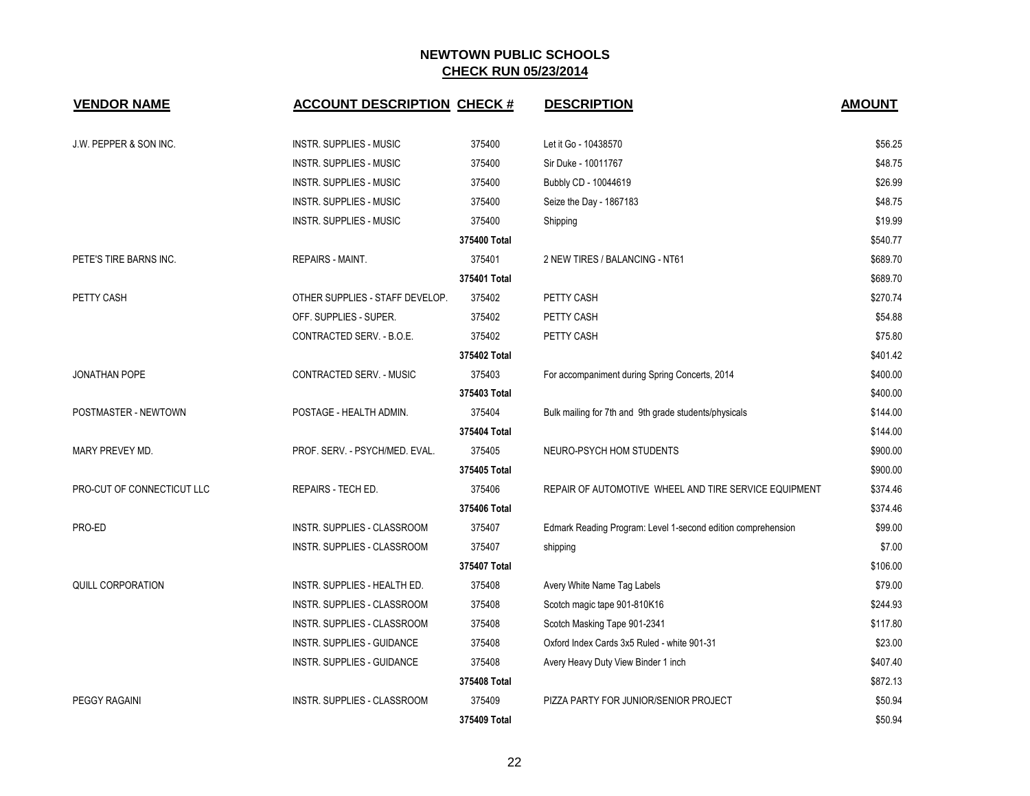# NEWTOWN PUBLIC SCHOOLS

## CHECK RUN 05/23/2014

| VENDOR NAME | ACCOUNT DESCRIPTION | CHECK # | DESCRIPTION | AMOUNT |
|---|---|---|---|---|
| J.W. PEPPER & SON INC. | INSTR. SUPPLIES - MUSIC | 375400 | Let it Go - 10438570 | $56.25 |
| | INSTR. SUPPLIES - MUSIC | 375400 | Sir Duke - 10011767 | $48.75 |
| | INSTR. SUPPLIES - MUSIC | 375400 | Bubbly CD - 10044619 | $26.99 |
| | INSTR. SUPPLIES - MUSIC | 375400 | Seize the Day - 1867183 | $48.75 |
| | INSTR. SUPPLIES - MUSIC | 375400 | Shipping | $19.99 |
| | | **375400 Total** | | $540.77 |
| PETE'S TIRE BARNS INC. | REPAIRS - MAINT. | 375401 | 2 NEW TIRES / BALANCING - NT61 | $689.70 |
| | | **375401 Total** | | $689.70 |
| PETTY CASH | OTHER SUPPLIES - STAFF DEVELOP. | 375402 | PETTY CASH | $270.74 |
| | OFF. SUPPLIES - SUPER. | 375402 | PETTY CASH | $54.88 |
| | CONTRACTED SERV. - B.O.E. | 375402 | PETTY CASH | $75.80 |
| | | **375402 Total** | | $401.42 |
| JONATHAN POPE | CONTRACTED SERV. - MUSIC | 375403 | For accompaniment during Spring Concerts, 2014 | $400.00 |
| | | **375403 Total** | | $400.00 |
| POSTMASTER - NEWTOWN | POSTAGE - HEALTH ADMIN. | 375404 | Bulk mailing for 7th and 9th grade students/physicals | $144.00 |
| | | **375404 Total** | | $144.00 |
| MARY PREVEY MD. | PROF. SERV. - PSYCH/MED. EVAL. | 375405 | NEURO-PSYCH HOM STUDENTS | $900.00 |
| | | **375405 Total** | | $900.00 |
| PRO-CUT OF CONNECTICUT LLC | REPAIRS - TECH ED. | 375406 | REPAIR OF AUTOMOTIVE WHEEL AND TIRE SERVICE EQUIPMENT | $374.46 |
| | | **375406 Total** | | $374.46 |
| PRO-ED | INSTR. SUPPLIES - CLASSROOM | 375407 | Edmark Reading Program: Level 1-second edition comprehension | $99.00 |
| | INSTR. SUPPLIES - CLASSROOM | 375407 | shipping | $7.00 |
| | | **375407 Total** | | $106.00 |
| QUILL CORPORATION | INSTR. SUPPLIES - HEALTH ED. | 375408 | Avery White Name Tag Labels | $79.00 |
| | INSTR. SUPPLIES - CLASSROOM | 375408 | Scotch magic tape 901-810K16 | $244.93 |
| | INSTR. SUPPLIES - CLASSROOM | 375408 | Scotch Masking Tape 901-2341 | $117.80 |
| | INSTR. SUPPLIES - GUIDANCE | 375408 | Oxford Index Cards 3x5 Ruled - white 901-31 | $23.00 |
| | INSTR. SUPPLIES - GUIDANCE | 375408 | Avery Heavy Duty View Binder 1 inch | $407.40 |
| | | **375408 Total** | | $872.13 |
| PEGGY RAGAINI | INSTR. SUPPLIES - CLASSROOM | 375409 | PIZZA PARTY FOR JUNIOR/SENIOR PROJECT | $50.94 |
| | | **375409 Total** | | $50.94 |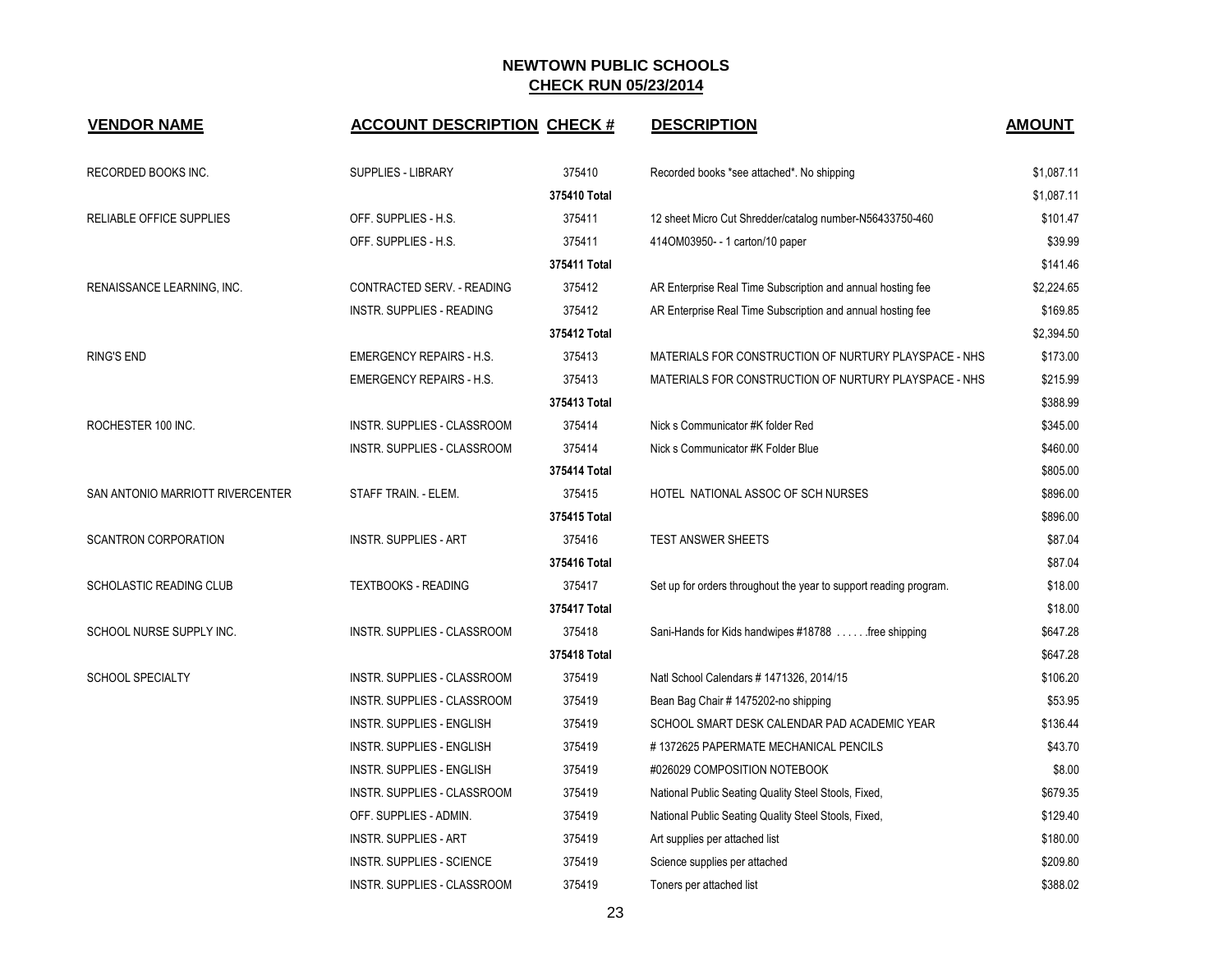## NEWTOWN PUBLIC SCHOOLS
## CHECK RUN 05/23/2014

| VENDOR NAME | ACCOUNT DESCRIPTION | CHECK # | DESCRIPTION | AMOUNT |
|---|---|---|---|---|
| RECORDED BOOKS INC. | SUPPLIES - LIBRARY | 375410 | Recorded books *see attached*. No shipping | $1,087.11 |
| | | 375410 Total | | $1,087.11 |
| RELIABLE OFFICE SUPPLIES | OFF. SUPPLIES - H.S. | 375411 | 12 sheet Micro Cut Shredder/catalog number-N56433750-460 | $101.47 |
| | OFF. SUPPLIES - H.S. | 375411 | 414OM03950- - 1 carton/10 paper | $39.99 |
| | | 375411 Total | | $141.46 |
| RENAISSANCE LEARNING, INC. | CONTRACTED SERV. - READING | 375412 | AR Enterprise Real Time Subscription and annual hosting fee | $2,224.65 |
| | INSTR. SUPPLIES - READING | 375412 | AR Enterprise Real Time Subscription and annual hosting fee | $169.85 |
| | | 375412 Total | | $2,394.50 |
| RING'S END | EMERGENCY REPAIRS - H.S. | 375413 | MATERIALS FOR CONSTRUCTION OF NURTURY PLAYSPACE - NHS | $173.00 |
| | EMERGENCY REPAIRS - H.S. | 375413 | MATERIALS FOR CONSTRUCTION OF NURTURY PLAYSPACE - NHS | $215.99 |
| | | 375413 Total | | $388.99 |
| ROCHESTER 100 INC. | INSTR. SUPPLIES - CLASSROOM | 375414 | Nick s Communicator #K folder Red | $345.00 |
| | INSTR. SUPPLIES - CLASSROOM | 375414 | Nick s Communicator #K Folder Blue | $460.00 |
| | | 375414 Total | | $805.00 |
| SAN ANTONIO MARRIOTT RIVERCENTER | STAFF TRAIN. - ELEM. | 375415 | HOTEL NATIONAL ASSOC OF SCH NURSES | $896.00 |
| | | 375415 Total | | $896.00 |
| SCANTRON CORPORATION | INSTR. SUPPLIES - ART | 375416 | TEST ANSWER SHEETS | $87.04 |
| | | 375416 Total | | $87.04 |
| SCHOLASTIC READING CLUB | TEXTBOOKS - READING | 375417 | Set up for orders throughout the year to support reading program. | $18.00 |
| | | 375417 Total | | $18.00 |
| SCHOOL NURSE SUPPLY INC. | INSTR. SUPPLIES - CLASSROOM | 375418 | Sani-Hands for Kids handwipes #18788 . . . . . .free shipping | $647.28 |
| | | 375418 Total | | $647.28 |
| SCHOOL SPECIALTY | INSTR. SUPPLIES - CLASSROOM | 375419 | Natl School Calendars # 1471326, 2014/15 | $106.20 |
| | INSTR. SUPPLIES - CLASSROOM | 375419 | Bean Bag Chair # 1475202-no shipping | $53.95 |
| | INSTR. SUPPLIES - ENGLISH | 375419 | SCHOOL SMART DESK CALENDAR PAD ACADEMIC YEAR | $136.44 |
| | INSTR. SUPPLIES - ENGLISH | 375419 | # 1372625 PAPERMATE MECHANICAL PENCILS | $43.70 |
| | INSTR. SUPPLIES - ENGLISH | 375419 | #026029 COMPOSITION NOTEBOOK | $8.00 |
| | INSTR. SUPPLIES - CLASSROOM | 375419 | National Public Seating Quality Steel Stools, Fixed, | $679.35 |
| | OFF. SUPPLIES - ADMIN. | 375419 | National Public Seating Quality Steel Stools, Fixed, | $129.40 |
| | INSTR. SUPPLIES - ART | 375419 | Art supplies per attached list | $180.00 |
| | INSTR. SUPPLIES - SCIENCE | 375419 | Science supplies per attached | $209.80 |
| | INSTR. SUPPLIES - CLASSROOM | 375419 | Toners per attached list | $388.02 |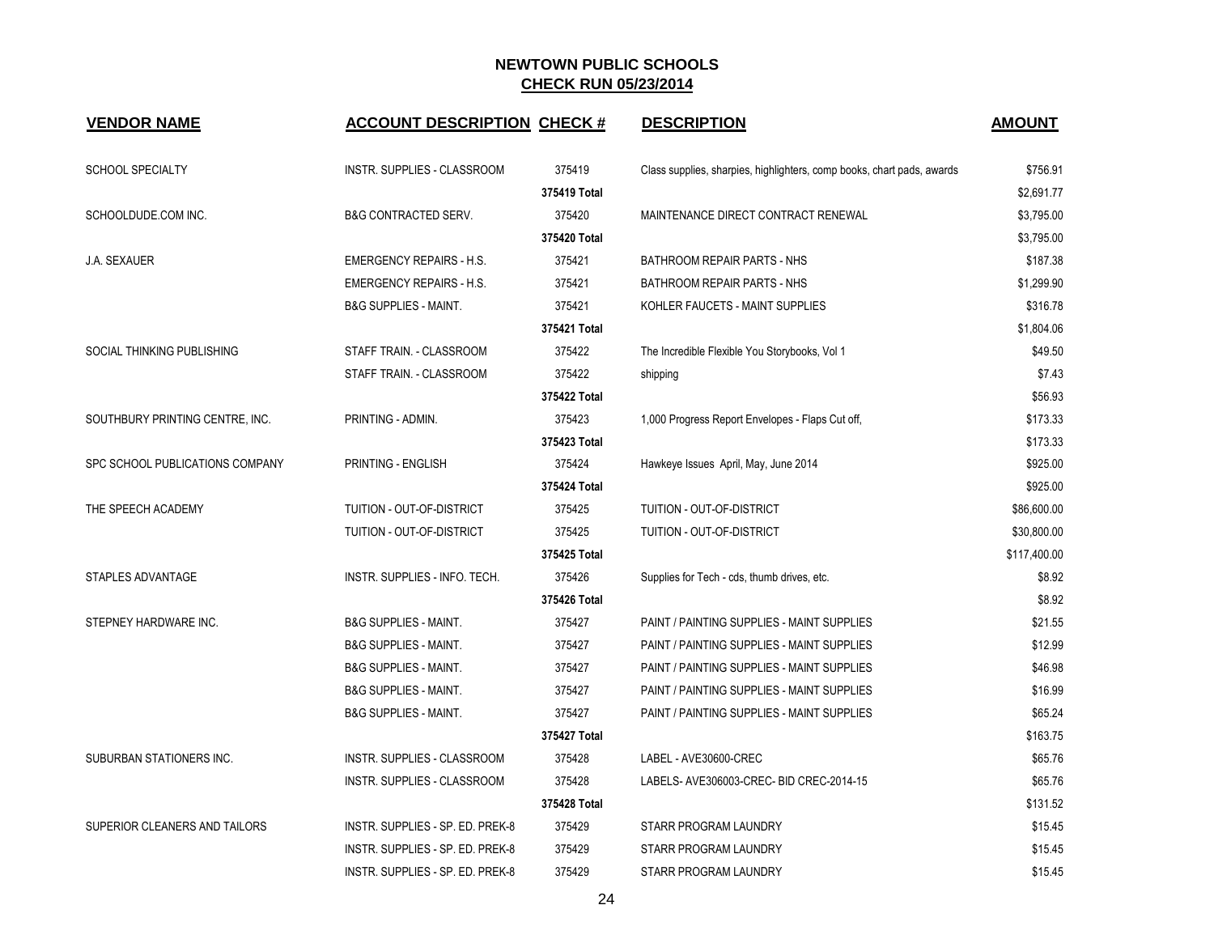# NEWTOWN PUBLIC SCHOOLS

## CHECK RUN 05/23/2014

| VENDOR NAME | ACCOUNT DESCRIPTION | CHECK # | DESCRIPTION | AMOUNT |
|---|---|---|---|---|
| SCHOOL SPECIALTY | INSTR. SUPPLIES - CLASSROOM | 375419 | Class supplies, sharpies, highlighters, comp books, chart pads, awards | $756.91 |
| | | 375419 Total | | $2,691.77 |
| SCHOOLDUDE.COM INC. | B&G CONTRACTED SERV. | 375420 | MAINTENANCE DIRECT CONTRACT RENEWAL | $3,795.00 |
| | | 375420 Total | | $3,795.00 |
| J.A. SEXAUER | EMERGENCY REPAIRS - H.S. | 375421 | BATHROOM REPAIR PARTS - NHS | $187.38 |
| | EMERGENCY REPAIRS - H.S. | 375421 | BATHROOM REPAIR PARTS - NHS | $1,299.90 |
| | B&G SUPPLIES - MAINT. | 375421 | KOHLER FAUCETS - MAINT SUPPLIES | $316.78 |
| | | 375421 Total | | $1,804.06 |
| SOCIAL THINKING PUBLISHING | STAFF TRAIN. - CLASSROOM | 375422 | The Incredible Flexible You Storybooks, Vol 1 | $49.50 |
| | STAFF TRAIN. - CLASSROOM | 375422 | shipping | $7.43 |
| | | 375422 Total | | $56.93 |
| SOUTHBURY PRINTING CENTRE, INC. | PRINTING - ADMIN. | 375423 | 1,000 Progress Report Envelopes - Flaps Cut off, | $173.33 |
| | | 375423 Total | | $173.33 |
| SPC SCHOOL PUBLICATIONS COMPANY | PRINTING - ENGLISH | 375424 | Hawkeye Issues April, May, June 2014 | $925.00 |
| | | 375424 Total | | $925.00 |
| THE SPEECH ACADEMY | TUITION - OUT-OF-DISTRICT | 375425 | TUITION - OUT-OF-DISTRICT | $86,600.00 |
| | TUITION - OUT-OF-DISTRICT | 375425 | TUITION - OUT-OF-DISTRICT | $30,800.00 |
| | | 375425 Total | | $117,400.00 |
| STAPLES ADVANTAGE | INSTR. SUPPLIES - INFO. TECH. | 375426 | Supplies for Tech - cds, thumb drives, etc. | $8.92 |
| | | 375426 Total | | $8.92 |
| STEPNEY HARDWARE INC. | B&G SUPPLIES - MAINT. | 375427 | PAINT / PAINTING SUPPLIES - MAINT SUPPLIES | $21.55 |
| | B&G SUPPLIES - MAINT. | 375427 | PAINT / PAINTING SUPPLIES - MAINT SUPPLIES | $12.99 |
| | B&G SUPPLIES - MAINT. | 375427 | PAINT / PAINTING SUPPLIES - MAINT SUPPLIES | $46.98 |
| | B&G SUPPLIES - MAINT. | 375427 | PAINT / PAINTING SUPPLIES - MAINT SUPPLIES | $16.99 |
| | B&G SUPPLIES - MAINT. | 375427 | PAINT / PAINTING SUPPLIES - MAINT SUPPLIES | $65.24 |
| | | 375427 Total | | $163.75 |
| SUBURBAN STATIONERS INC. | INSTR. SUPPLIES - CLASSROOM | 375428 | LABEL - AVE30600-CREC | $65.76 |
| | INSTR. SUPPLIES - CLASSROOM | 375428 | LABELS- AVE306003-CREC- BID CREC-2014-15 | $65.76 |
| | | 375428 Total | | $131.52 |
| SUPERIOR CLEANERS AND TAILORS | INSTR. SUPPLIES - SP. ED. PREK-8 | 375429 | STARR PROGRAM LAUNDRY | $15.45 |
| | INSTR. SUPPLIES - SP. ED. PREK-8 | 375429 | STARR PROGRAM LAUNDRY | $15.45 |
| | INSTR. SUPPLIES - SP. ED. PREK-8 | 375429 | STARR PROGRAM LAUNDRY | $15.45 |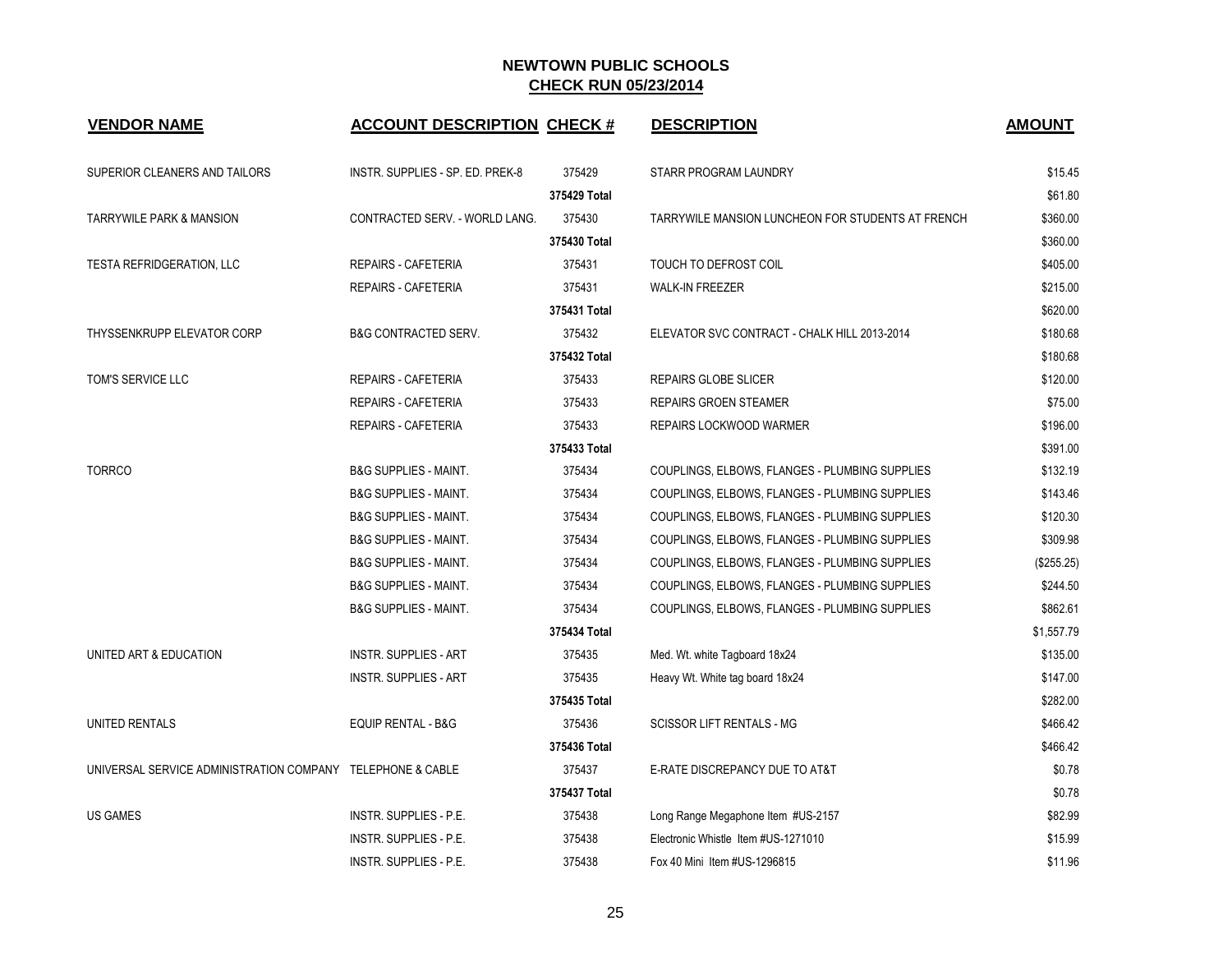# NEWTOWN PUBLIC SCHOOLS

## CHECK RUN 05/23/2014

| VENDOR NAME | ACCOUNT DESCRIPTION | CHECK # | DESCRIPTION | AMOUNT |
|---|---|---|---|---|
| SUPERIOR CLEANERS AND TAILORS | INSTR. SUPPLIES - SP. ED. PREK-8 | 375429 | STARR PROGRAM LAUNDRY | $15.45 |
| | | 375429 Total | | $61.80 |
| TARRYWILE PARK & MANSION | CONTRACTED SERV. - WORLD LANG. | 375430 | TARRYWILE MANSION LUNCHEON FOR STUDENTS AT FRENCH | $360.00 |
| | | 375430 Total | | $360.00 |
| TESTA REFRIDGERATION, LLC | REPAIRS - CAFETERIA | 375431 | TOUCH TO DEFROST COIL | $405.00 |
| | REPAIRS - CAFETERIA | 375431 | WALK-IN FREEZER | $215.00 |
| | | 375431 Total | | $620.00 |
| THYSSENKRUPP ELEVATOR CORP | B&G CONTRACTED SERV. | 375432 | ELEVATOR SVC CONTRACT - CHALK HILL 2013-2014 | $180.68 |
| | | 375432 Total | | $180.68 |
| TOM'S SERVICE LLC | REPAIRS - CAFETERIA | 375433 | REPAIRS GLOBE SLICER | $120.00 |
| | REPAIRS - CAFETERIA | 375433 | REPAIRS GROEN STEAMER | $75.00 |
| | REPAIRS - CAFETERIA | 375433 | REPAIRS LOCKWOOD WARMER | $196.00 |
| | | 375433 Total | | $391.00 |
| TORRCO | B&G SUPPLIES - MAINT. | 375434 | COUPLINGS, ELBOWS, FLANGES - PLUMBING SUPPLIES | $132.19 |
| | B&G SUPPLIES - MAINT. | 375434 | COUPLINGS, ELBOWS, FLANGES - PLUMBING SUPPLIES | $143.46 |
| | B&G SUPPLIES - MAINT. | 375434 | COUPLINGS, ELBOWS, FLANGES - PLUMBING SUPPLIES | $120.30 |
| | B&G SUPPLIES - MAINT. | 375434 | COUPLINGS, ELBOWS, FLANGES - PLUMBING SUPPLIES | $309.98 |
| | B&G SUPPLIES - MAINT. | 375434 | COUPLINGS, ELBOWS, FLANGES - PLUMBING SUPPLIES | ($255.25) |
| | B&G SUPPLIES - MAINT. | 375434 | COUPLINGS, ELBOWS, FLANGES - PLUMBING SUPPLIES | $244.50 |
| | B&G SUPPLIES - MAINT. | 375434 | COUPLINGS, ELBOWS, FLANGES - PLUMBING SUPPLIES | $862.61 |
| | | 375434 Total | | $1,557.79 |
| UNITED ART & EDUCATION | INSTR. SUPPLIES - ART | 375435 | Med. Wt. white Tagboard 18x24 | $135.00 |
| | INSTR. SUPPLIES - ART | 375435 | Heavy Wt. White tag board 18x24 | $147.00 |
| | | 375435 Total | | $282.00 |
| UNITED RENTALS | EQUIP RENTAL - B&G | 375436 | SCISSOR LIFT RENTALS - MG | $466.42 |
| | | 375436 Total | | $466.42 |
| UNIVERSAL SERVICE ADMINISTRATION COMPANY | TELEPHONE & CABLE | 375437 | E-RATE DISCREPANCY DUE TO AT&T | $0.78 |
| | | 375437 Total | | $0.78 |
| US GAMES | INSTR. SUPPLIES - P.E. | 375438 | Long Range Megaphone Item #US-2157 | $82.99 |
| | INSTR. SUPPLIES - P.E. | 375438 | Electronic Whistle Item #US-1271010 | $15.99 |
| | INSTR. SUPPLIES - P.E. | 375438 | Fox 40 Mini Item #US-1296815 | $11.96 |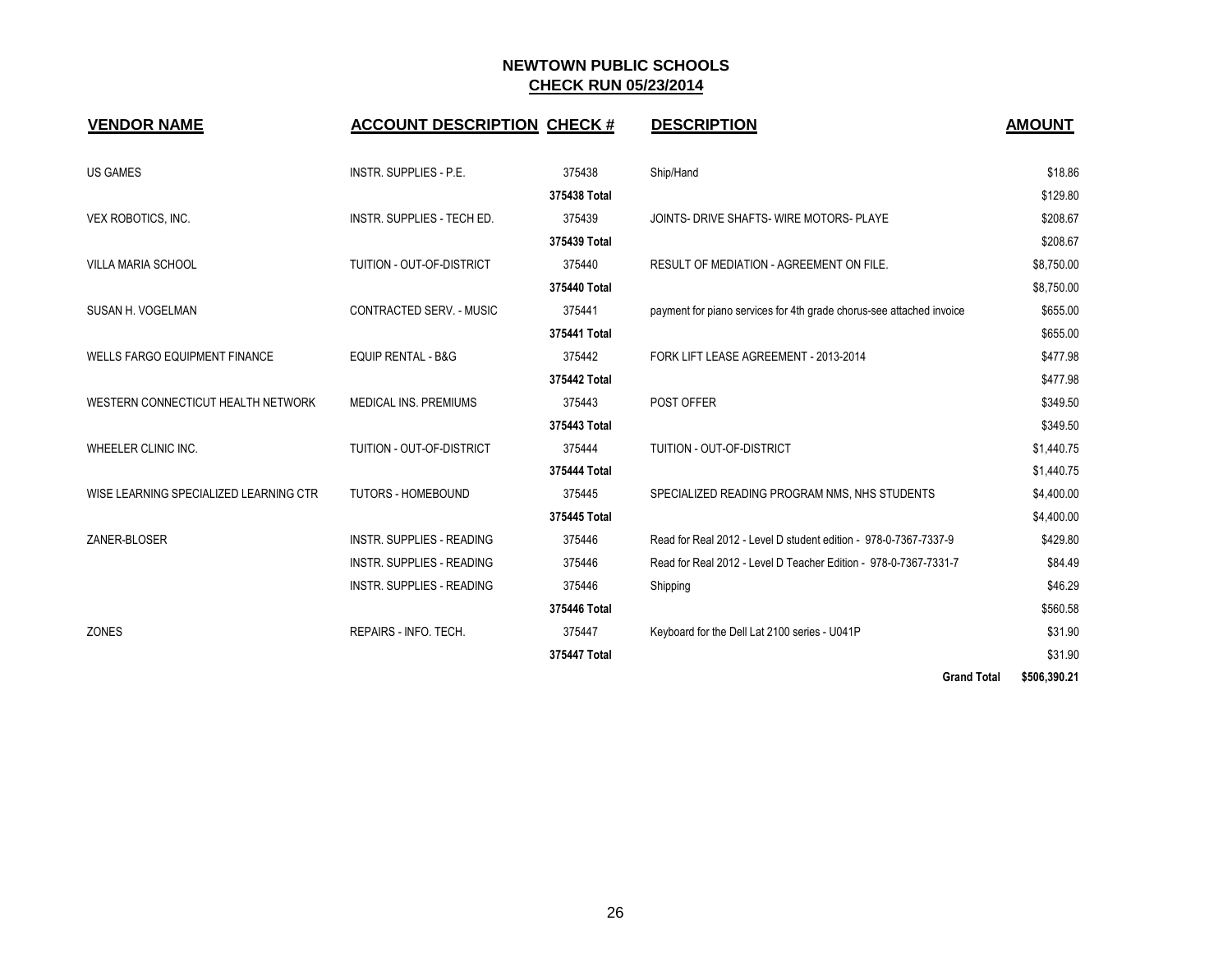## NEWTOWN PUBLIC SCHOOLS
## CHECK RUN 05/23/2014

| VENDOR NAME | ACCOUNT DESCRIPTION | CHECK # | DESCRIPTION | AMOUNT |
|---|---|---|---|---|
| US GAMES | INSTR. SUPPLIES - P.E. | 375438 | Ship/Hand | $18.86 |
| | | 375438 Total | | $129.80 |
| VEX ROBOTICS, INC. | INSTR. SUPPLIES - TECH ED. | 375439 | JOINTS- DRIVE SHAFTS- WIRE MOTORS- PLAYE | $208.67 |
| | | 375439 Total | | $208.67 |
| VILLA MARIA SCHOOL | TUITION - OUT-OF-DISTRICT | 375440 | RESULT OF MEDIATION - AGREEMENT ON FILE. | $8,750.00 |
| | | 375440 Total | | $8,750.00 |
| SUSAN H. VOGELMAN | CONTRACTED SERV. - MUSIC | 375441 | payment for piano services for 4th grade chorus-see attached invoice | $655.00 |
| | | 375441 Total | | $655.00 |
| WELLS FARGO EQUIPMENT FINANCE | EQUIP RENTAL - B&G | 375442 | FORK LIFT LEASE AGREEMENT - 2013-2014 | $477.98 |
| | | 375442 Total | | $477.98 |
| WESTERN CONNECTICUT HEALTH NETWORK | MEDICAL INS. PREMIUMS | 375443 | POST OFFER | $349.50 |
| | | 375443 Total | | $349.50 |
| WHEELER CLINIC INC. | TUITION - OUT-OF-DISTRICT | 375444 | TUITION - OUT-OF-DISTRICT | $1,440.75 |
| | | 375444 Total | | $1,440.75 |
| WISE LEARNING SPECIALIZED LEARNING CTR | TUTORS - HOMEBOUND | 375445 | SPECIALIZED READING PROGRAM NMS, NHS STUDENTS | $4,400.00 |
| | | 375445 Total | | $4,400.00 |
| ZANER-BLOSER | INSTR. SUPPLIES - READING | 375446 | Read for Real 2012 - Level D student edition - 978-0-7367-7337-9 | $429.80 |
| | INSTR. SUPPLIES - READING | 375446 | Read for Real 2012 - Level D Teacher Edition - 978-0-7367-7331-7 | $84.49 |
| | INSTR. SUPPLIES - READING | 375446 | Shipping | $46.29 |
| | | 375446 Total | | $560.58 |
| ZONES | REPAIRS - INFO. TECH. | 375447 | Keyboard for the Dell Lat 2100 series - U041P | $31.90 |
| | | 375447 Total | | $31.90 |
| | | | **Grand Total** | **$506,390.21** |